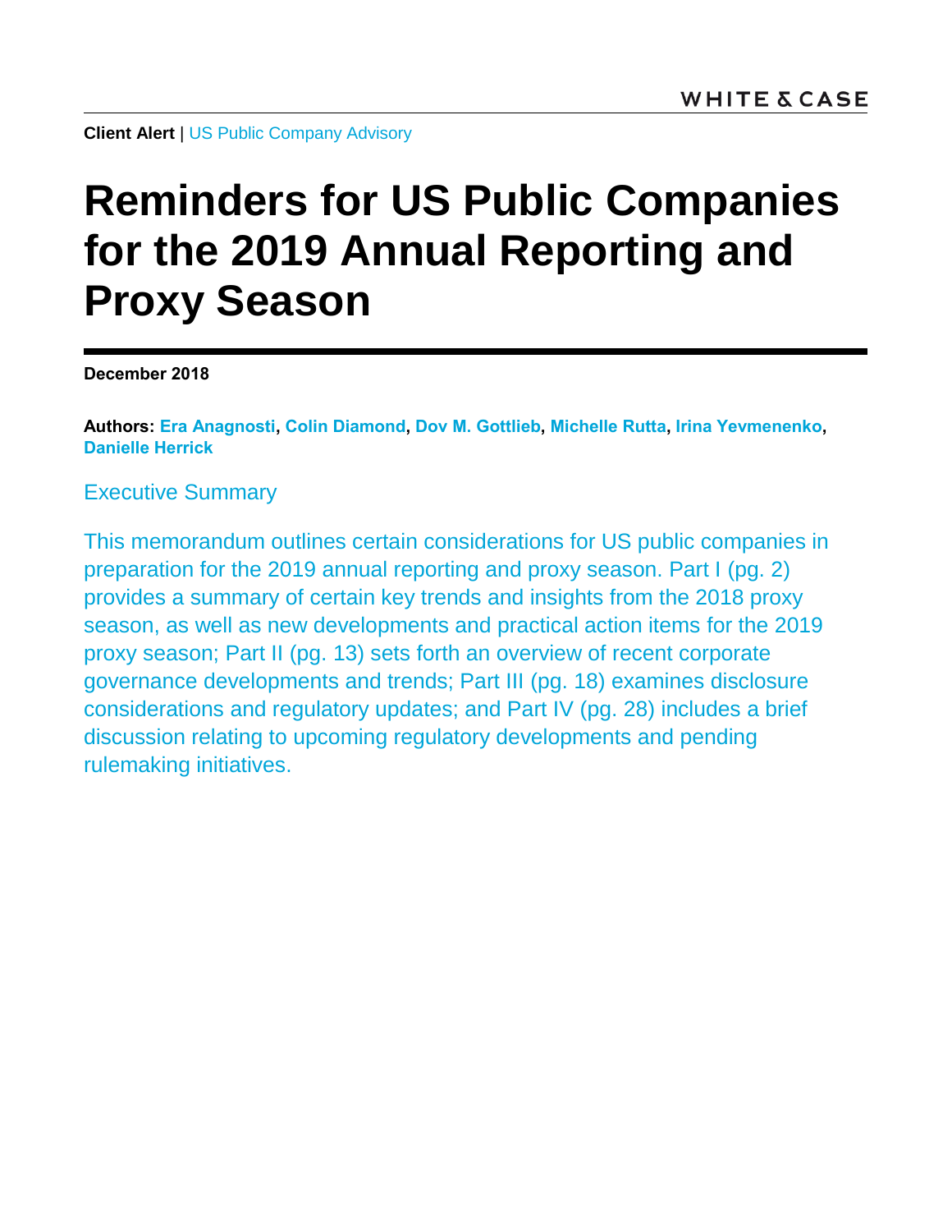WHITE & CASE

**Client Alert** | US Public Company Advisory

# Reminders for US Public Companies for the 2019 Annual Reporting and Proxy Season

**December 2018**

**Authors: Era Anagnosti, Colin Diamond, Dov M. Gottlieb, Michelle Rutta, Irina Yevmenenko, Danielle Herrick**

## Executive Summary

This memorandum outlines certain considerations for US public companies in preparation for the 2019 annual reporting and proxy season. Part I (pg. 2) provides a summary of certain key trends and insights from the 2018 proxy season, as well as new developments and practical action items for the 2019 proxy season; Part II (pg. 13) sets forth an overview of recent corporate governance developments and trends; Part III (pg. 18) examines disclosure considerations and regulatory updates; and Part IV (pg. 28) includes a brief discussion relating to upcoming regulatory developments and pending rulemaking initiatives.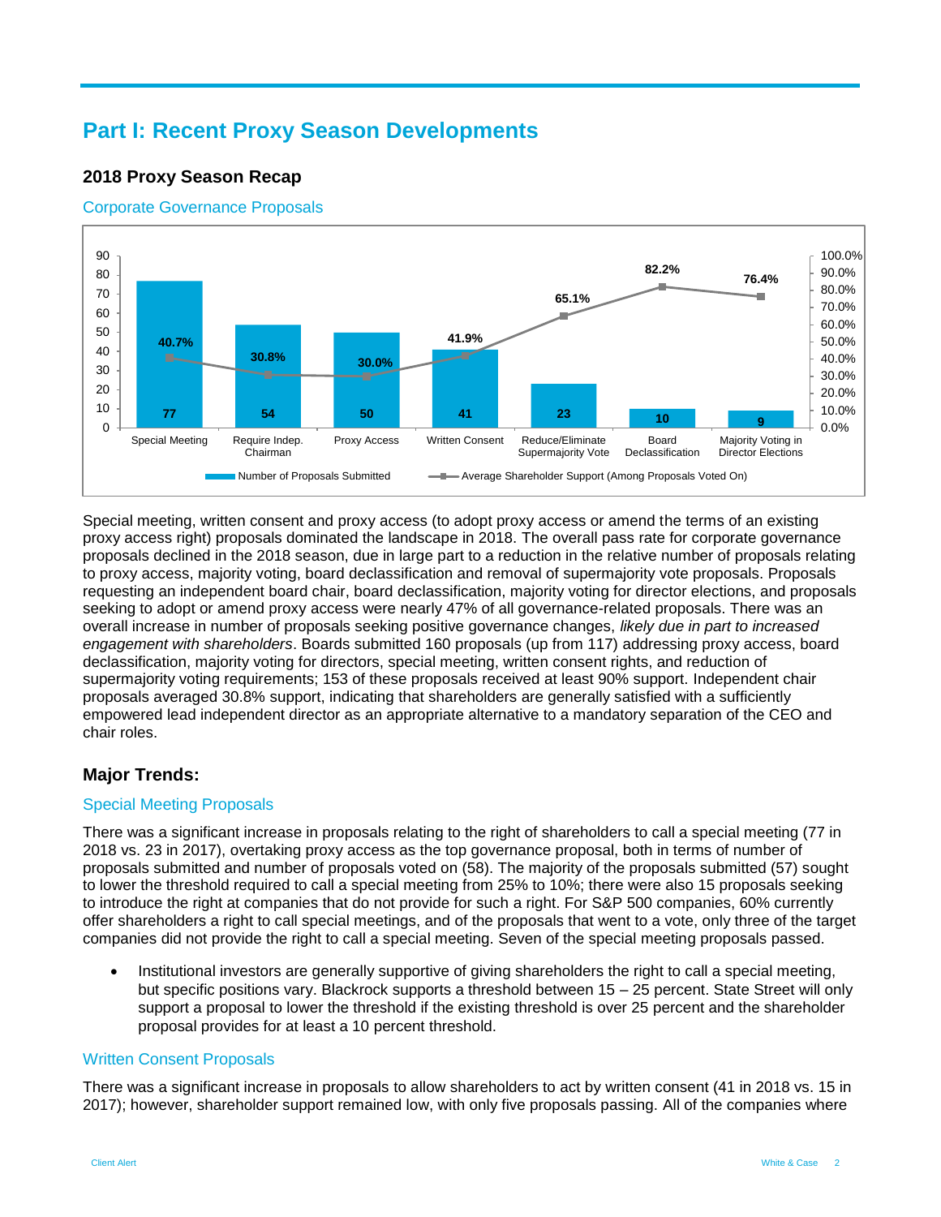# Part I: Recent Proxy Season Developments

## 2018 Proxy Season Recap

### Corporate Governance Proposals

| Proposal Type | Number of Proposals Submitted | Average Shareholder Support (Among Proposals Voted On) |
|---|---|---|
| Special Meeting | 77 | 40.7% |
| Require Indep. Chairman | 54 | 30.8% |
| Proxy Access | 50 | 30.0% |
| Written Consent | 41 | 41.9% |
| Reduce/Eliminate Supermajority Vote | 23 | 65.1% |
| Board Declassification | 10 | 82.2% |
| Majority Voting in Director Elections | 9 | 76.4% |

Special meeting, written consent and proxy access (to adopt proxy access or amend the terms of an existing proxy access right) proposals dominated the landscape in 2018. The overall pass rate for corporate governance proposals declined in the 2018 season, due in large part to a reduction in the relative number of proposals relating to proxy access, majority voting, board declassification and removal of supermajority vote proposals. Proposals requesting an independent board chair, board declassification, majority voting for director elections, and proposals seeking to adopt or amend proxy access were nearly 47% of all governance-related proposals. There was an overall increase in number of proposals seeking positive governance changes, *likely due in part to increased engagement with shareholders*. Boards submitted 160 proposals (up from 117) addressing proxy access, board declassification, majority voting for directors, special meeting, written consent rights, and reduction of supermajority voting requirements; 153 of these proposals received at least 90% support. Independent chair proposals averaged 30.8% support, indicating that shareholders are generally satisfied with a sufficiently empowered lead independent director as an appropriate alternative to a mandatory separation of the CEO and chair roles.

## Major Trends:

### Special Meeting Proposals

There was a significant increase in proposals relating to the right of shareholders to call a special meeting (77 in 2018 vs. 23 in 2017), overtaking proxy access as the top governance proposal, both in terms of number of proposals submitted and number of proposals voted on (58). The majority of the proposals submitted (57) sought to lower the threshold required to call a special meeting from 25% to 10%; there were also 15 proposals seeking to introduce the right at companies that do not provide for such a right. For S&P 500 companies, 60% currently offer shareholders a right to call special meetings, and of the proposals that went to a vote, only three of the target companies did not provide the right to call a special meeting. Seven of the special meeting proposals passed.

- Institutional investors are generally supportive of giving shareholders the right to call a special meeting, but specific positions vary. Blackrock supports a threshold between 15 – 25 percent. State Street will only support a proposal to lower the threshold if the existing threshold is over 25 percent and the shareholder proposal provides for at least a 10 percent threshold.

### Written Consent Proposals

There was a significant increase in proposals to allow shareholders to act by written consent (41 in 2018 vs. 15 in 2017); however, shareholder support remained low, with only five proposals passing. All of the companies where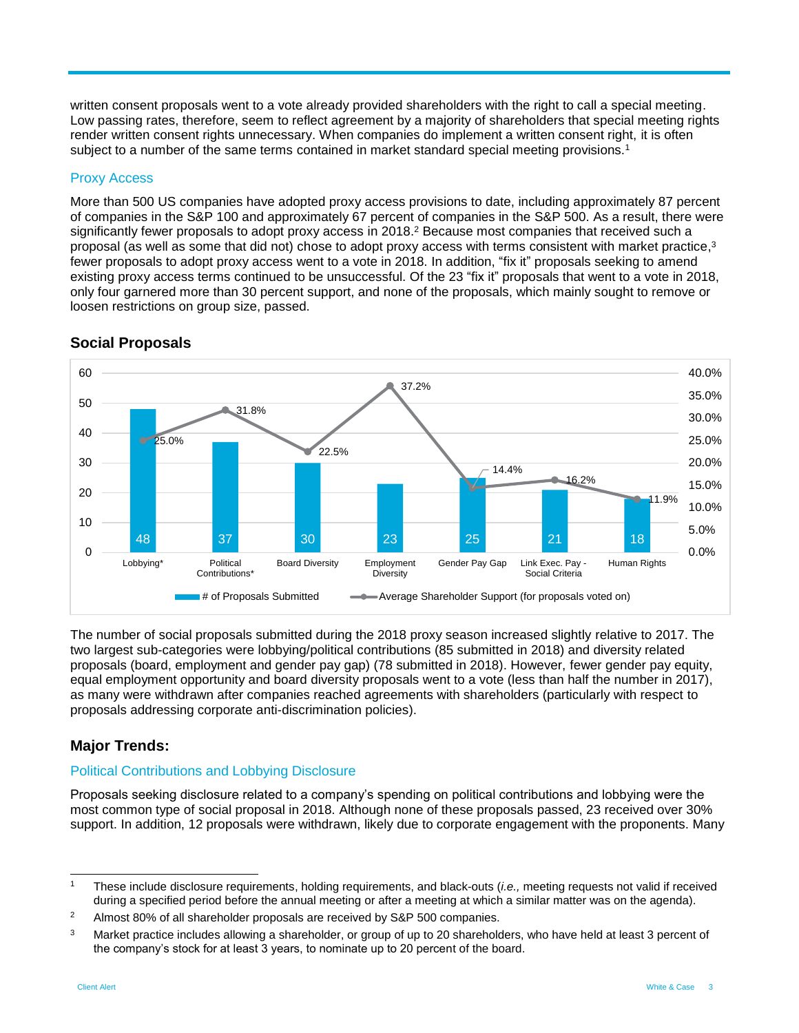written consent proposals went to a vote already provided shareholders with the right to call a special meeting. Low passing rates, therefore, seem to reflect agreement by a majority of shareholders that special meeting rights render written consent rights unnecessary. When companies do implement a written consent right, it is often subject to a number of the same terms contained in market standard special meeting provisions.[1]

### Proxy Access

More than 500 US companies have adopted proxy access provisions to date, including approximately 87 percent of companies in the S&P 100 and approximately 67 percent of companies in the S&P 500. As a result, there were significantly fewer proposals to adopt proxy access in 2018.[2] Because most companies that received such a proposal (as well as some that did not) chose to adopt proxy access with terms consistent with market practice,[3] fewer proposals to adopt proxy access went to a vote in 2018. In addition, "fix it" proposals seeking to amend existing proxy access terms continued to be unsuccessful. Of the 23 "fix it" proposals that went to a vote in 2018, only four garnered more than 30 percent support, and none of the proposals, which mainly sought to remove or loosen restrictions on group size, passed.

## Social Proposals

| | Lobbying* | Political Contributions* | Board Diversity | Employment Diversity | Gender Pay Gap | Link Exec. Pay - Social Criteria | Human Rights |
|---|---|---|---|---|---|---|---|
| # of Proposals Submitted | 48 | 37 | 30 | 23 | 25 | 21 | 18 |
| Average Shareholder Support (for proposals voted on) | 25.0% | 31.8% | 22.5% | 37.2% | 14.4% | 16.2% | 11.9% |

The number of social proposals submitted during the 2018 proxy season increased slightly relative to 2017. The two largest sub-categories were lobbying/political contributions (85 submitted in 2018) and diversity related proposals (board, employment and gender pay gap) (78 submitted in 2018). However, fewer gender pay equity, equal employment opportunity and board diversity proposals went to a vote (less than half the number in 2017), as many were withdrawn after companies reached agreements with shareholders (particularly with respect to proposals addressing corporate anti-discrimination policies).

## Major Trends:

### Political Contributions and Lobbying Disclosure

Proposals seeking disclosure related to a company's spending on political contributions and lobbying were the most common type of social proposal in 2018. Although none of these proposals passed, 23 received over 30% support. In addition, 12 proposals were withdrawn, likely due to corporate engagement with the proponents. Many

---

1. These include disclosure requirements, holding requirements, and black-outs (*i.e.,* meeting requests not valid if received during a specified period before the annual meeting or after a meeting at which a similar matter was on the agenda).
2. Almost 80% of all shareholder proposals are received by S&P 500 companies.
3. Market practice includes allowing a shareholder, or group of up to 20 shareholders, who have held at least 3 percent of the company's stock for at least 3 years, to nominate up to 20 percent of the board.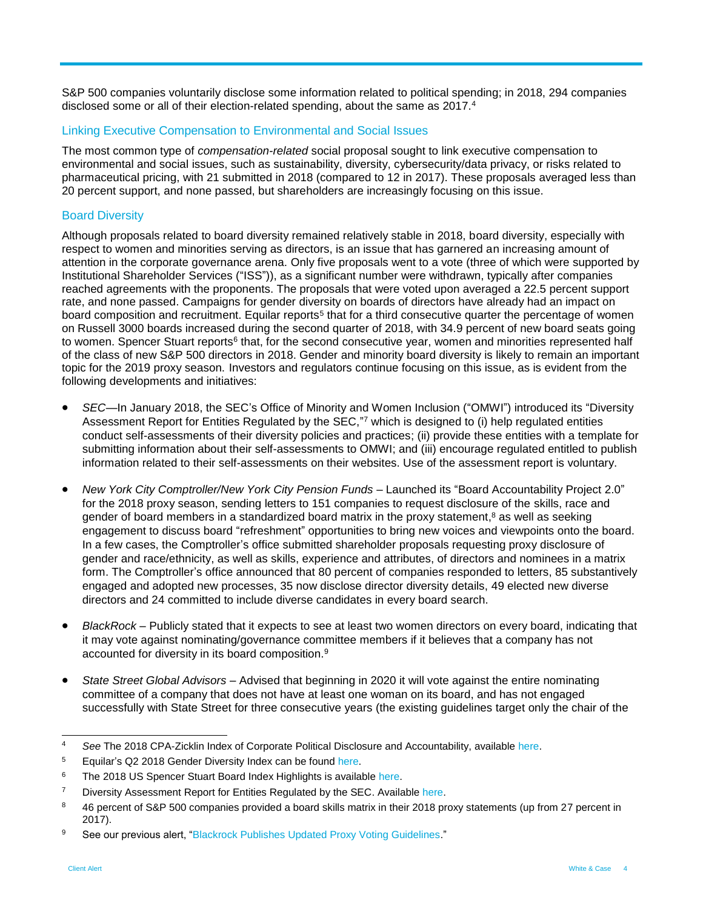S&P 500 companies voluntarily disclose some information related to political spending; in 2018, 294 companies disclosed some or all of their election-related spending, about the same as 2017.[4]

### Linking Executive Compensation to Environmental and Social Issues

The most common type of *compensation-related* social proposal sought to link executive compensation to environmental and social issues, such as sustainability, diversity, cybersecurity/data privacy, or risks related to pharmaceutical pricing, with 21 submitted in 2018 (compared to 12 in 2017). These proposals averaged less than 20 percent support, and none passed, but shareholders are increasingly focusing on this issue.

### Board Diversity

Although proposals related to board diversity remained relatively stable in 2018, board diversity, especially with respect to women and minorities serving as directors, is an issue that has garnered an increasing amount of attention in the corporate governance arena. Only five proposals went to a vote (three of which were supported by Institutional Shareholder Services ("ISS")), as a significant number were withdrawn, typically after companies reached agreements with the proponents. The proposals that were voted upon averaged a 22.5 percent support rate, and none passed. Campaigns for gender diversity on boards of directors have already had an impact on board composition and recruitment. Equilar reports[5] that for a third consecutive quarter the percentage of women on Russell 3000 boards increased during the second quarter of 2018, with 34.9 percent of new board seats going to women. Spencer Stuart reports[6] that, for the second consecutive year, women and minorities represented half of the class of new S&P 500 directors in 2018. Gender and minority board diversity is likely to remain an important topic for the 2019 proxy season. Investors and regulators continue focusing on this issue, as is evident from the following developments and initiatives:

- *SEC*—In January 2018, the SEC's Office of Minority and Women Inclusion ("OMWI") introduced its "Diversity Assessment Report for Entities Regulated by the SEC,"[7] which is designed to (i) help regulated entities conduct self-assessments of their diversity policies and practices; (ii) provide these entities with a template for submitting information about their self-assessments to OMWI; and (iii) encourage regulated entitled to publish information related to their self-assessments on their websites. Use of the assessment report is voluntary.
- *New York City Comptroller/New York City Pension Funds* – Launched its "Board Accountability Project 2.0" for the 2018 proxy season, sending letters to 151 companies to request disclosure of the skills, race and gender of board members in a standardized board matrix in the proxy statement,[8] as well as seeking engagement to discuss board "refreshment" opportunities to bring new voices and viewpoints onto the board. In a few cases, the Comptroller's office submitted shareholder proposals requesting proxy disclosure of gender and race/ethnicity, as well as skills, experience and attributes, of directors and nominees in a matrix form. The Comptroller's office announced that 80 percent of companies responded to letters, 85 substantively engaged and adopted new processes, 35 now disclose director diversity details, 49 elected new diverse directors and 24 committed to include diverse candidates in every board search.
- *BlackRock* – Publicly stated that it expects to see at least two women directors on every board, indicating that it may vote against nominating/governance committee members if it believes that a company has not accounted for diversity in its board composition.[9]
- *State Street Global Advisors* – Advised that beginning in 2020 it will vote against the entire nominating committee of a company that does not have at least one woman on its board, and has not engaged successfully with State Street for three consecutive years (the existing guidelines target only the chair of the

---

[4] *See* The 2018 CPA-Zicklin Index of Corporate Political Disclosure and Accountability, available here.

[5] Equilar's Q2 2018 Gender Diversity Index can be found here.

[6] The 2018 US Spencer Stuart Board Index Highlights is available here.

[7] Diversity Assessment Report for Entities Regulated by the SEC. Available here.

[8] 46 percent of S&P 500 companies provided a board skills matrix in their 2018 proxy statements (up from 27 percent in 2017).

[9] See our previous alert, "Blackrock Publishes Updated Proxy Voting Guidelines."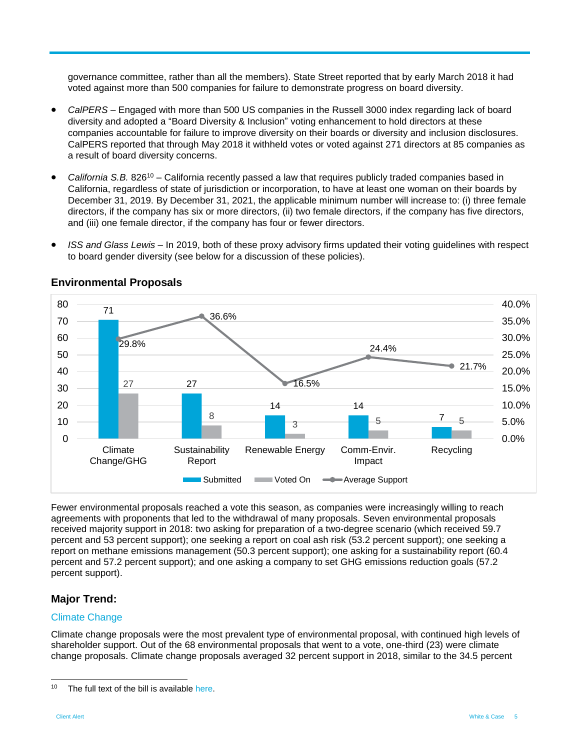governance committee, rather than all the members). State Street reported that by early March 2018 it had voted against more than 500 companies for failure to demonstrate progress on board diversity.

- *CalPERS* – Engaged with more than 500 US companies in the Russell 3000 index regarding lack of board diversity and adopted a "Board Diversity & Inclusion" voting enhancement to hold directors at these companies accountable for failure to improve diversity on their boards or diversity and inclusion disclosures. CalPERS reported that through May 2018 it withheld votes or voted against 271 directors at 85 companies as a result of board diversity concerns.
- *California S.B.* 826[10] – California recently passed a law that requires publicly traded companies based in California, regardless of state of jurisdiction or incorporation, to have at least one woman on their boards by December 31, 2019. By December 31, 2021, the applicable minimum number will increase to: (i) three female directors, if the company has six or more directors, (ii) two female directors, if the company has five directors, and (iii) one female director, if the company has four or fewer directors.
- *ISS and Glass Lewis* – In 2019, both of these proxy advisory firms updated their voting guidelines with respect to board gender diversity (see below for a discussion of these policies).

## Environmental Proposals

| | Submitted | Voted On | Average Support |
|---|---|---|---|
| Climate Change/GHG | 71 | 27 | 29.8% |
| Sustainability Report | 27 | 8 | 36.6% |
| Renewable Energy | 14 | 3 | 16.5% |
| Comm-Envir. Impact | 14 | 5 | 24.4% |
| Recycling | 7 | 5 | 21.7% |

Fewer environmental proposals reached a vote this season, as companies were increasingly willing to reach agreements with proponents that led to the withdrawal of many proposals. Seven environmental proposals received majority support in 2018: two asking for preparation of a two-degree scenario (which received 59.7 percent and 53 percent support); one seeking a report on coal ash risk (53.2 percent support); one seeking a report on methane emissions management (50.3 percent support); one asking for a sustainability report (60.4 percent and 57.2 percent support); and one asking a company to set GHG emissions reduction goals (57.2 percent support).

## Major Trend:

### Climate Change

Climate change proposals were the most prevalent type of environmental proposal, with continued high levels of shareholder support. Out of the 68 environmental proposals that went to a vote, one-third (23) were climate change proposals. Climate change proposals averaged 32 percent support in 2018, similar to the 34.5 percent

---

[10] The full text of the bill is available here.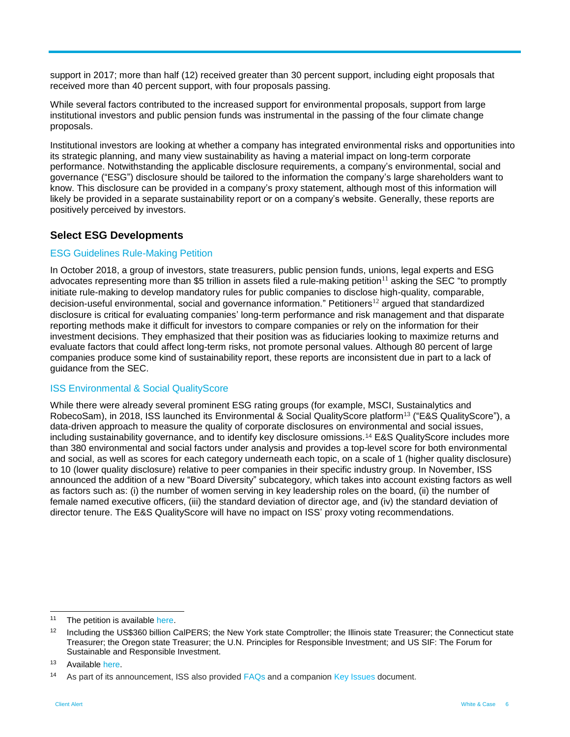support in 2017; more than half (12) received greater than 30 percent support, including eight proposals that received more than 40 percent support, with four proposals passing.

While several factors contributed to the increased support for environmental proposals, support from large institutional investors and public pension funds was instrumental in the passing of the four climate change proposals.

Institutional investors are looking at whether a company has integrated environmental risks and opportunities into its strategic planning, and many view sustainability as having a material impact on long-term corporate performance. Notwithstanding the applicable disclosure requirements, a company's environmental, social and governance ("ESG") disclosure should be tailored to the information the company's large shareholders want to know. This disclosure can be provided in a company's proxy statement, although most of this information will likely be provided in a separate sustainability report or on a company's website. Generally, these reports are positively perceived by investors.

## Select ESG Developments

### ESG Guidelines Rule-Making Petition

In October 2018, a group of investors, state treasurers, public pension funds, unions, legal experts and ESG advocates representing more than $5 trillion in assets filed a rule-making petition[11] asking the SEC "to promptly initiate rule-making to develop mandatory rules for public companies to disclose high-quality, comparable, decision-useful environmental, social and governance information." Petitioners[12] argued that standardized disclosure is critical for evaluating companies' long-term performance and risk management and that disparate reporting methods make it difficult for investors to compare companies or rely on the information for their investment decisions. They emphasized that their position was as fiduciaries looking to maximize returns and evaluate factors that could affect long-term risks, not promote personal values. Although 80 percent of large companies produce some kind of sustainability report, these reports are inconsistent due in part to a lack of guidance from the SEC.

### ISS Environmental & Social QualityScore

While there were already several prominent ESG rating groups (for example, MSCI, Sustainalytics and RobecoSam), in 2018, ISS launched its Environmental & Social QualityScore platform[13] ("E&S QualityScore"), a data-driven approach to measure the quality of corporate disclosures on environmental and social issues, including sustainability governance, and to identify key disclosure omissions.[14] E&S QualityScore includes more than 380 environmental and social factors under analysis and provides a top-level score for both environmental and social, as well as scores for each category underneath each topic, on a scale of 1 (higher quality disclosure) to 10 (lower quality disclosure) relative to peer companies in their specific industry group. In November, ISS announced the addition of a new "Board Diversity" subcategory, which takes into account existing factors as well as factors such as: (i) the number of women serving in key leadership roles on the board, (ii) the number of female named executive officers, (iii) the standard deviation of director age, and (iv) the standard deviation of director tenure. The E&S QualityScore will have no impact on ISS' proxy voting recommendations.

---

[11] The petition is available here.

[12] Including the US$360 billion CalPERS; the New York state Comptroller; the Illinois state Treasurer; the Connecticut state Treasurer; the Oregon state Treasurer; the U.N. Principles for Responsible Investment; and US SIF: The Forum for Sustainable and Responsible Investment.

[13] Available here.

[14] As part of its announcement, ISS also provided FAQs and a companion Key Issues document.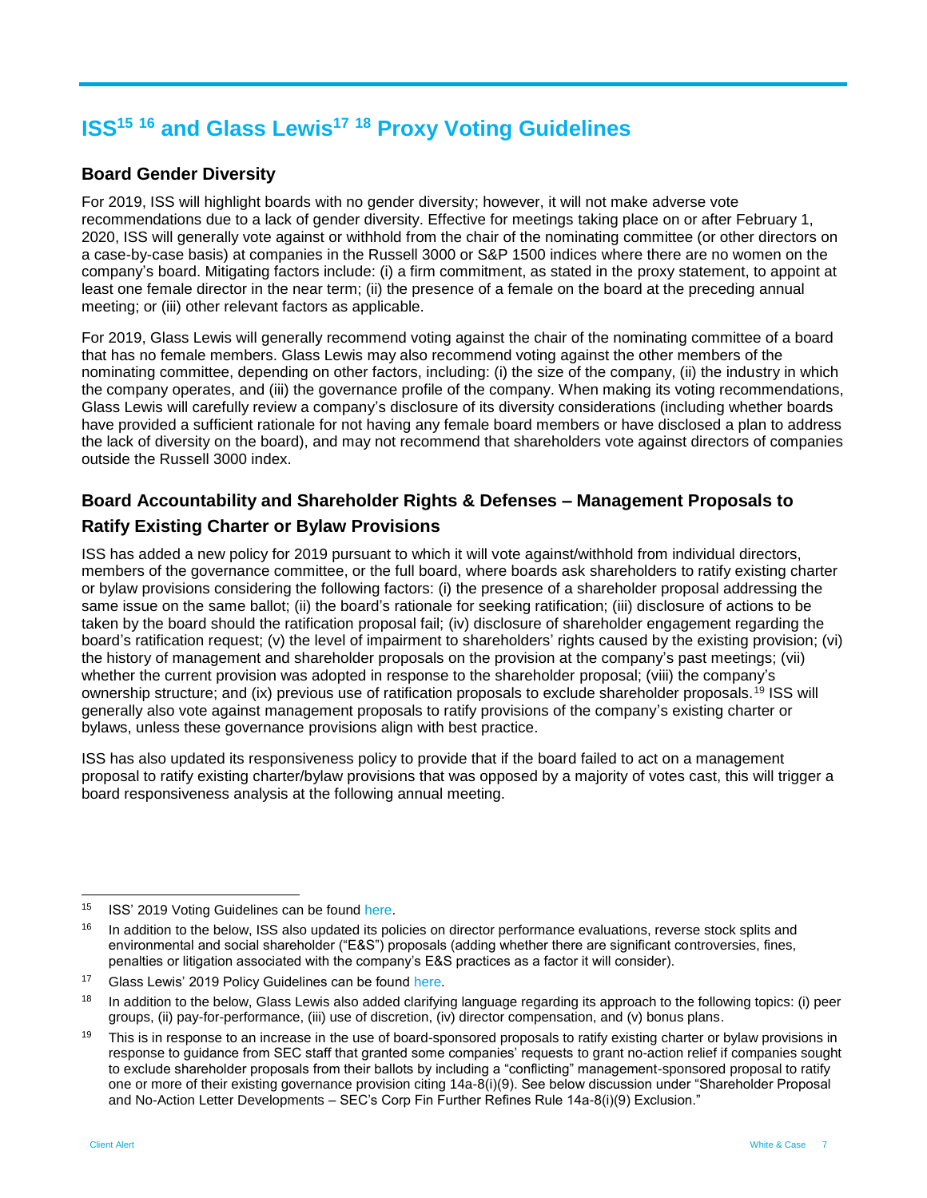# ISS[15] [16] and Glass Lewis[17] [18] Proxy Voting Guidelines

## Board Gender Diversity

For 2019, ISS will highlight boards with no gender diversity; however, it will not make adverse vote recommendations due to a lack of gender diversity. Effective for meetings taking place on or after February 1, 2020, ISS will generally vote against or withhold from the chair of the nominating committee (or other directors on a case-by-case basis) at companies in the Russell 3000 or S&P 1500 indices where there are no women on the company's board. Mitigating factors include: (i) a firm commitment, as stated in the proxy statement, to appoint at least one female director in the near term; (ii) the presence of a female on the board at the preceding annual meeting; or (iii) other relevant factors as applicable.

For 2019, Glass Lewis will generally recommend voting against the chair of the nominating committee of a board that has no female members. Glass Lewis may also recommend voting against the other members of the nominating committee, depending on other factors, including: (i) the size of the company, (ii) the industry in which the company operates, and (iii) the governance profile of the company. When making its voting recommendations, Glass Lewis will carefully review a company's disclosure of its diversity considerations (including whether boards have provided a sufficient rationale for not having any female board members or have disclosed a plan to address the lack of diversity on the board), and may not recommend that shareholders vote against directors of companies outside the Russell 3000 index.

## Board Accountability and Shareholder Rights & Defenses – Management Proposals to Ratify Existing Charter or Bylaw Provisions

ISS has added a new policy for 2019 pursuant to which it will vote against/withhold from individual directors, members of the governance committee, or the full board, where boards ask shareholders to ratify existing charter or bylaw provisions considering the following factors: (i) the presence of a shareholder proposal addressing the same issue on the same ballot; (ii) the board's rationale for seeking ratification; (iii) disclosure of actions to be taken by the board should the ratification proposal fail; (iv) disclosure of shareholder engagement regarding the board's ratification request; (v) the level of impairment to shareholders' rights caused by the existing provision; (vi) the history of management and shareholder proposals on the provision at the company's past meetings; (vii) whether the current provision was adopted in response to the shareholder proposal; (viii) the company's ownership structure; and (ix) previous use of ratification proposals to exclude shareholder proposals.[19] ISS will generally also vote against management proposals to ratify provisions of the company's existing charter or bylaws, unless these governance provisions align with best practice.

ISS has also updated its responsiveness policy to provide that if the board failed to act on a management proposal to ratify existing charter/bylaw provisions that was opposed by a majority of votes cast, this will trigger a board responsiveness analysis at the following annual meeting.

---

[15] ISS' 2019 Voting Guidelines can be found here.

[16] In addition to the below, ISS also updated its policies on director performance evaluations, reverse stock splits and environmental and social shareholder ("E&S") proposals (adding whether there are significant controversies, fines, penalties or litigation associated with the company's E&S practices as a factor it will consider).

[17] Glass Lewis' 2019 Policy Guidelines can be found here.

[18] In addition to the below, Glass Lewis also added clarifying language regarding its approach to the following topics: (i) peer groups, (ii) pay-for-performance, (iii) use of discretion, (iv) director compensation, and (v) bonus plans.

[19] This is in response to an increase in the use of board-sponsored proposals to ratify existing charter or bylaw provisions in response to guidance from SEC staff that granted some companies' requests to grant no-action relief if companies sought to exclude shareholder proposals from their ballots by including a "conflicting" management-sponsored proposal to ratify one or more of their existing governance provision citing 14a-8(i)(9). See below discussion under "Shareholder Proposal and No-Action Letter Developments – SEC's Corp Fin Further Refines Rule 14a-8(i)(9) Exclusion."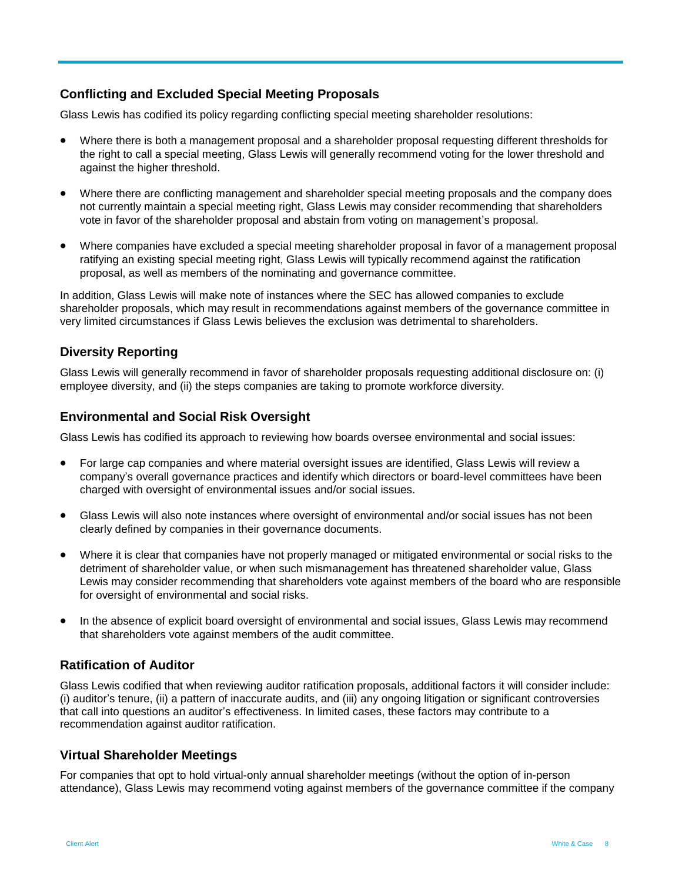### Conflicting and Excluded Special Meeting Proposals

Glass Lewis has codified its policy regarding conflicting special meeting shareholder resolutions:

- Where there is both a management proposal and a shareholder proposal requesting different thresholds for the right to call a special meeting, Glass Lewis will generally recommend voting for the lower threshold and against the higher threshold.
- Where there are conflicting management and shareholder special meeting proposals and the company does not currently maintain a special meeting right, Glass Lewis may consider recommending that shareholders vote in favor of the shareholder proposal and abstain from voting on management's proposal.
- Where companies have excluded a special meeting shareholder proposal in favor of a management proposal ratifying an existing special meeting right, Glass Lewis will typically recommend against the ratification proposal, as well as members of the nominating and governance committee.

In addition, Glass Lewis will make note of instances where the SEC has allowed companies to exclude shareholder proposals, which may result in recommendations against members of the governance committee in very limited circumstances if Glass Lewis believes the exclusion was detrimental to shareholders.

### Diversity Reporting

Glass Lewis will generally recommend in favor of shareholder proposals requesting additional disclosure on: (i) employee diversity, and (ii) the steps companies are taking to promote workforce diversity.

### Environmental and Social Risk Oversight

Glass Lewis has codified its approach to reviewing how boards oversee environmental and social issues:

- For large cap companies and where material oversight issues are identified, Glass Lewis will review a company's overall governance practices and identify which directors or board-level committees have been charged with oversight of environmental issues and/or social issues.
- Glass Lewis will also note instances where oversight of environmental and/or social issues has not been clearly defined by companies in their governance documents.
- Where it is clear that companies have not properly managed or mitigated environmental or social risks to the detriment of shareholder value, or when such mismanagement has threatened shareholder value, Glass Lewis may consider recommending that shareholders vote against members of the board who are responsible for oversight of environmental and social risks.
- In the absence of explicit board oversight of environmental and social issues, Glass Lewis may recommend that shareholders vote against members of the audit committee.

### Ratification of Auditor

Glass Lewis codified that when reviewing auditor ratification proposals, additional factors it will consider include: (i) auditor's tenure, (ii) a pattern of inaccurate audits, and (iii) any ongoing litigation or significant controversies that call into questions an auditor's effectiveness. In limited cases, these factors may contribute to a recommendation against auditor ratification.

### Virtual Shareholder Meetings

For companies that opt to hold virtual-only annual shareholder meetings (without the option of in-person attendance), Glass Lewis may recommend voting against members of the governance committee if the company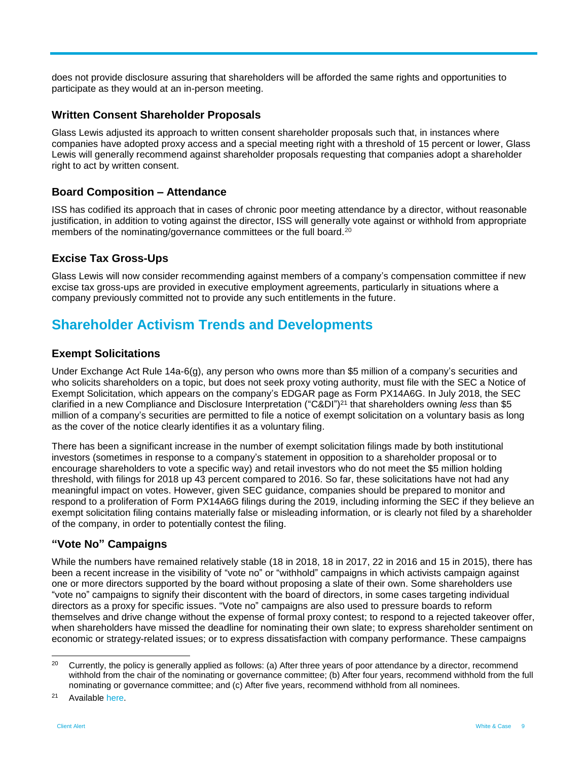does not provide disclosure assuring that shareholders will be afforded the same rights and opportunities to participate as they would at an in-person meeting.

### Written Consent Shareholder Proposals

Glass Lewis adjusted its approach to written consent shareholder proposals such that, in instances where companies have adopted proxy access and a special meeting right with a threshold of 15 percent or lower, Glass Lewis will generally recommend against shareholder proposals requesting that companies adopt a shareholder right to act by written consent.

### Board Composition – Attendance

ISS has codified its approach that in cases of chronic poor meeting attendance by a director, without reasonable justification, in addition to voting against the director, ISS will generally vote against or withhold from appropriate members of the nominating/governance committees or the full board.[20]

### Excise Tax Gross-Ups

Glass Lewis will now consider recommending against members of a company's compensation committee if new excise tax gross-ups are provided in executive employment agreements, particularly in situations where a company previously committed not to provide any such entitlements in the future.

## Shareholder Activism Trends and Developments

### Exempt Solicitations

Under Exchange Act Rule 14a-6(g), any person who owns more than $5 million of a company's securities and who solicits shareholders on a topic, but does not seek proxy voting authority, must file with the SEC a Notice of Exempt Solicitation, which appears on the company's EDGAR page as Form PX14A6G. In July 2018, the SEC clarified in a new Compliance and Disclosure Interpretation ("C&DI")[21] that shareholders owning *less* than $5 million of a company's securities are permitted to file a notice of exempt solicitation on a voluntary basis as long as the cover of the notice clearly identifies it as a voluntary filing.

There has been a significant increase in the number of exempt solicitation filings made by both institutional investors (sometimes in response to a company's statement in opposition to a shareholder proposal or to encourage shareholders to vote a specific way) and retail investors who do not meet the $5 million holding threshold, with filings for 2018 up 43 percent compared to 2016. So far, these solicitations have not had any meaningful impact on votes. However, given SEC guidance, companies should be prepared to monitor and respond to a proliferation of Form PX14A6G filings during the 2019, including informing the SEC if they believe an exempt solicitation filing contains materially false or misleading information, or is clearly not filed by a shareholder of the company, in order to potentially contest the filing.

### "Vote No" Campaigns

While the numbers have remained relatively stable (18 in 2018, 18 in 2017, 22 in 2016 and 15 in 2015), there has been a recent increase in the visibility of "vote no" or "withhold" campaigns in which activists campaign against one or more directors supported by the board without proposing a slate of their own. Some shareholders use "vote no" campaigns to signify their discontent with the board of directors, in some cases targeting individual directors as a proxy for specific issues. "Vote no" campaigns are also used to pressure boards to reform themselves and drive change without the expense of formal proxy contest; to respond to a rejected takeover offer, when shareholders have missed the deadline for nominating their own slate; to express shareholder sentiment on economic or strategy-related issues; or to express dissatisfaction with company performance. These campaigns

---

[20] Currently, the policy is generally applied as follows: (a) After three years of poor attendance by a director, recommend withhold from the chair of the nominating or governance committee; (b) After four years, recommend withhold from the full nominating or governance committee; and (c) After five years, recommend withhold from all nominees.

[21] Available here.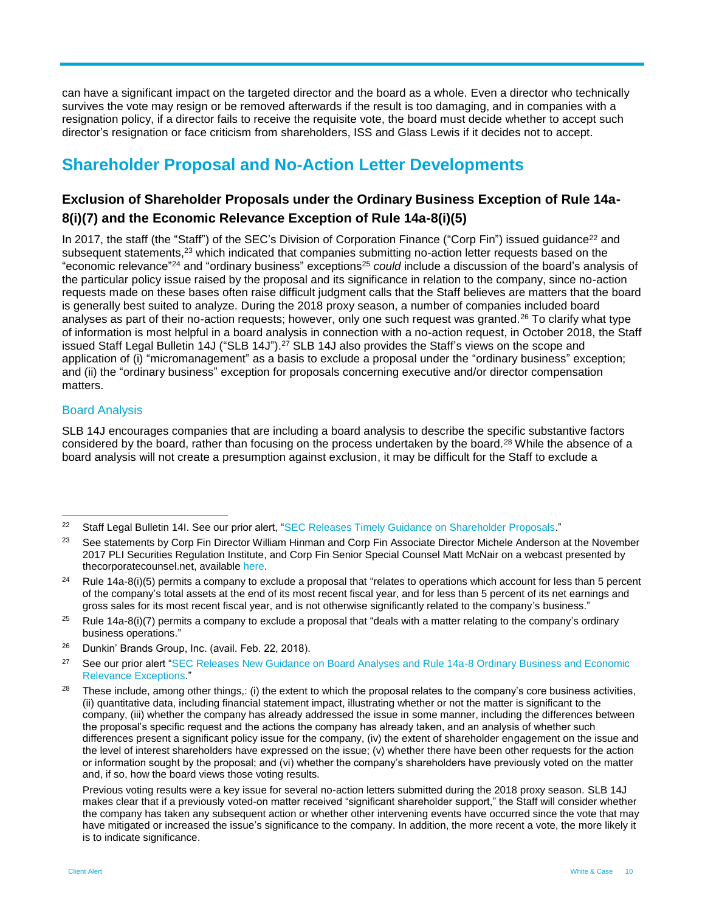can have a significant impact on the targeted director and the board as a whole. Even a director who technically survives the vote may resign or be removed afterwards if the result is too damaging, and in companies with a resignation policy, if a director fails to receive the requisite vote, the board must decide whether to accept such director's resignation or face criticism from shareholders, ISS and Glass Lewis if it decides not to accept.

## Shareholder Proposal and No-Action Letter Developments

### Exclusion of Shareholder Proposals under the Ordinary Business Exception of Rule 14a-8(i)(7) and the Economic Relevance Exception of Rule 14a-8(i)(5)

In 2017, the staff (the "Staff") of the SEC's Division of Corporation Finance ("Corp Fin") issued guidance[22] and subsequent statements,[23] which indicated that companies submitting no-action letter requests based on the "economic relevance"[24] and "ordinary business" exceptions[25] *could* include a discussion of the board's analysis of the particular policy issue raised by the proposal and its significance in relation to the company, since no-action requests made on these bases often raise difficult judgment calls that the Staff believes are matters that the board is generally best suited to analyze. During the 2018 proxy season, a number of companies included board analyses as part of their no-action requests; however, only one such request was granted.[26] To clarify what type of information is most helpful in a board analysis in connection with a no-action request, in October 2018, the Staff issued Staff Legal Bulletin 14J ("SLB 14J").[27] SLB 14J also provides the Staff's views on the scope and application of (i) "micromanagement" as a basis to exclude a proposal under the "ordinary business" exception; and (ii) the "ordinary business" exception for proposals concerning executive and/or director compensation matters.

#### Board Analysis

SLB 14J encourages companies that are including a board analysis to describe the specific substantive factors considered by the board, rather than focusing on the process undertaken by the board.[28] While the absence of a board analysis will not create a presumption against exclusion, it may be difficult for the Staff to exclude a

---

[22] Staff Legal Bulletin 14I. See our prior alert, "SEC Releases Timely Guidance on Shareholder Proposals."

[23] See statements by Corp Fin Director William Hinman and Corp Fin Associate Director Michele Anderson at the November 2017 PLI Securities Regulation Institute, and Corp Fin Senior Special Counsel Matt McNair on a webcast presented by thecorporatecounsel.net, available here.

[24] Rule 14a-8(i)(5) permits a company to exclude a proposal that "relates to operations which account for less than 5 percent of the company's total assets at the end of its most recent fiscal year, and for less than 5 percent of its net earnings and gross sales for its most recent fiscal year, and is not otherwise significantly related to the company's business."

[25] Rule 14a-8(i)(7) permits a company to exclude a proposal that "deals with a matter relating to the company's ordinary business operations."

[26] Dunkin' Brands Group, Inc. (avail. Feb. 22, 2018).

[27] See our prior alert "SEC Releases New Guidance on Board Analyses and Rule 14a-8 Ordinary Business and Economic Relevance Exceptions."

[28] These include, among other things,: (i) the extent to which the proposal relates to the company's core business activities, (ii) quantitative data, including financial statement impact, illustrating whether or not the matter is significant to the company, (iii) whether the company has already addressed the issue in some manner, including the differences between the proposal's specific request and the actions the company has already taken, and an analysis of whether such differences present a significant policy issue for the company, (iv) the extent of shareholder engagement on the issue and the level of interest shareholders have expressed on the issue; (v) whether there have been other requests for the action or information sought by the proposal; and (vi) whether the company's shareholders have previously voted on the matter and, if so, how the board views those voting results.

Previous voting results were a key issue for several no-action letters submitted during the 2018 proxy season. SLB 14J makes clear that if a previously voted-on matter received "significant shareholder support," the Staff will consider whether the company has taken any subsequent action or whether other intervening events have occurred since the vote that may have mitigated or increased the issue's significance to the company. In addition, the more recent a vote, the more likely it is to indicate significance.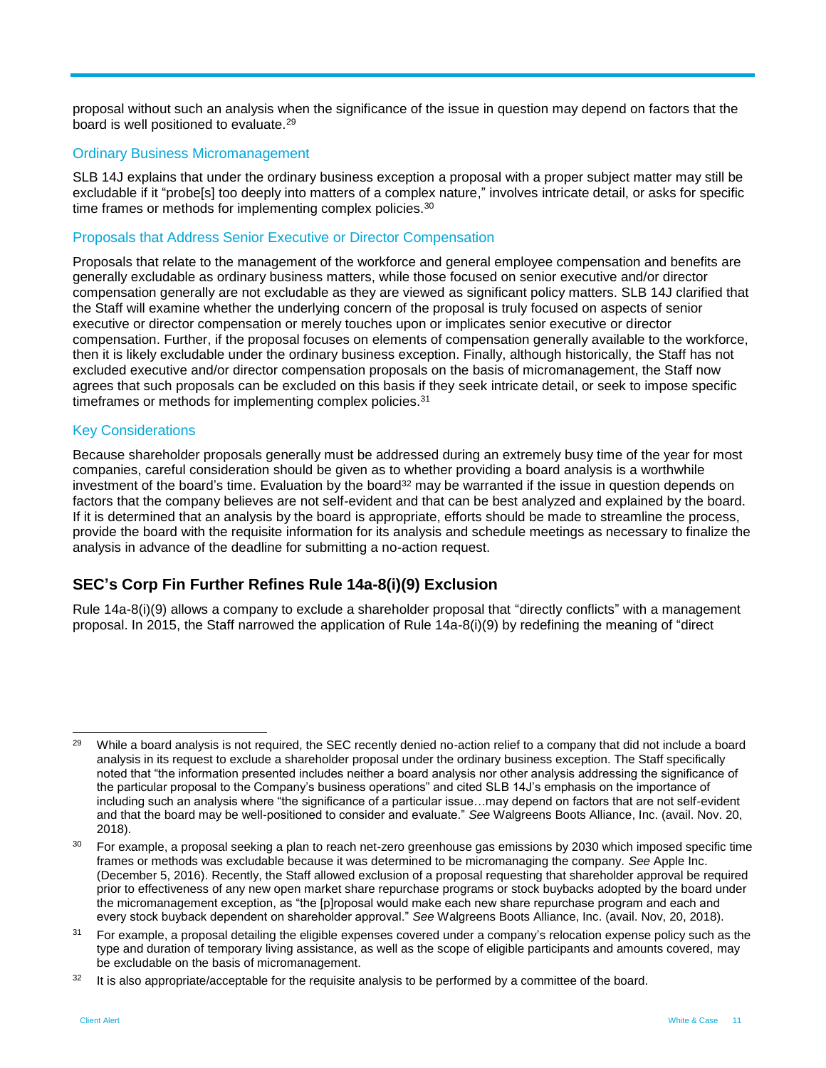proposal without such an analysis when the significance of the issue in question may depend on factors that the board is well positioned to evaluate.[29]

### Ordinary Business Micromanagement

SLB 14J explains that under the ordinary business exception a proposal with a proper subject matter may still be excludable if it "probe[s] too deeply into matters of a complex nature," involves intricate detail, or asks for specific time frames or methods for implementing complex policies.[30]

### Proposals that Address Senior Executive or Director Compensation

Proposals that relate to the management of the workforce and general employee compensation and benefits are generally excludable as ordinary business matters, while those focused on senior executive and/or director compensation generally are not excludable as they are viewed as significant policy matters. SLB 14J clarified that the Staff will examine whether the underlying concern of the proposal is truly focused on aspects of senior executive or director compensation or merely touches upon or implicates senior executive or director compensation. Further, if the proposal focuses on elements of compensation generally available to the workforce, then it is likely excludable under the ordinary business exception. Finally, although historically, the Staff has not excluded executive and/or director compensation proposals on the basis of micromanagement, the Staff now agrees that such proposals can be excluded on this basis if they seek intricate detail, or seek to impose specific timeframes or methods for implementing complex policies.[31]

### Key Considerations

Because shareholder proposals generally must be addressed during an extremely busy time of the year for most companies, careful consideration should be given as to whether providing a board analysis is a worthwhile investment of the board's time. Evaluation by the board[32] may be warranted if the issue in question depends on factors that the company believes are not self-evident and that can be best analyzed and explained by the board. If it is determined that an analysis by the board is appropriate, efforts should be made to streamline the process, provide the board with the requisite information for its analysis and schedule meetings as necessary to finalize the analysis in advance of the deadline for submitting a no-action request.

## SEC's Corp Fin Further Refines Rule 14a-8(i)(9) Exclusion

Rule 14a-8(i)(9) allows a company to exclude a shareholder proposal that "directly conflicts" with a management proposal. In 2015, the Staff narrowed the application of Rule 14a-8(i)(9) by redefining the meaning of "direct

---

[29] While a board analysis is not required, the SEC recently denied no-action relief to a company that did not include a board analysis in its request to exclude a shareholder proposal under the ordinary business exception. The Staff specifically noted that "the information presented includes neither a board analysis nor other analysis addressing the significance of the particular proposal to the Company's business operations" and cited SLB 14J's emphasis on the importance of including such an analysis where "the significance of a particular issue…may depend on factors that are not self-evident and that the board may be well-positioned to consider and evaluate." *See* Walgreens Boots Alliance, Inc. (avail. Nov. 20, 2018).

[30] For example, a proposal seeking a plan to reach net-zero greenhouse gas emissions by 2030 which imposed specific time frames or methods was excludable because it was determined to be micromanaging the company. *See* Apple Inc. (December 5, 2016). Recently, the Staff allowed exclusion of a proposal requesting that shareholder approval be required prior to effectiveness of any new open market share repurchase programs or stock buybacks adopted by the board under the micromanagement exception, as "the [p]roposal would make each new share repurchase program and each and every stock buyback dependent on shareholder approval." *See* Walgreens Boots Alliance, Inc. (avail. Nov, 20, 2018).

[31] For example, a proposal detailing the eligible expenses covered under a company's relocation expense policy such as the type and duration of temporary living assistance, as well as the scope of eligible participants and amounts covered, may be excludable on the basis of micromanagement.

[32] It is also appropriate/acceptable for the requisite analysis to be performed by a committee of the board.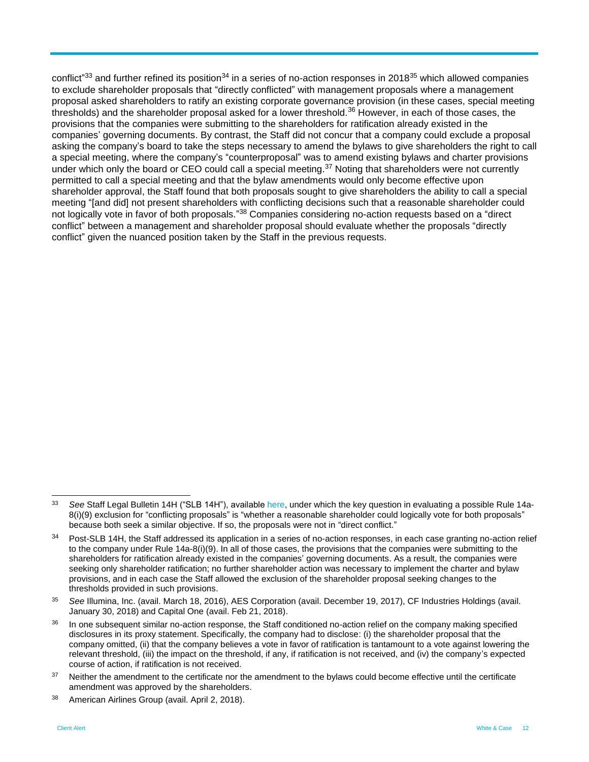conflict"[33] and further refined its position[34] in a series of no-action responses in 2018[35] which allowed companies to exclude shareholder proposals that "directly conflicted" with management proposals where a management proposal asked shareholders to ratify an existing corporate governance provision (in these cases, special meeting thresholds) and the shareholder proposal asked for a lower threshold.[36] However, in each of those cases, the provisions that the companies were submitting to the shareholders for ratification already existed in the companies' governing documents. By contrast, the Staff did not concur that a company could exclude a proposal asking the company's board to take the steps necessary to amend the bylaws to give shareholders the right to call a special meeting, where the company's "counterproposal" was to amend existing bylaws and charter provisions under which only the board or CEO could call a special meeting.[37] Noting that shareholders were not currently permitted to call a special meeting and that the bylaw amendments would only become effective upon shareholder approval, the Staff found that both proposals sought to give shareholders the ability to call a special meeting "[and did] not present shareholders with conflicting decisions such that a reasonable shareholder could not logically vote in favor of both proposals."[38] Companies considering no-action requests based on a "direct conflict" between a management and shareholder proposal should evaluate whether the proposals "directly conflict" given the nuanced position taken by the Staff in the previous requests.

---

[33] *See* Staff Legal Bulletin 14H ("SLB 14H"), available here, under which the key question in evaluating a possible Rule 14a-8(i)(9) exclusion for "conflicting proposals" is "whether a reasonable shareholder could logically vote for both proposals" because both seek a similar objective. If so, the proposals were not in "direct conflict."

[34] Post-SLB 14H, the Staff addressed its application in a series of no-action responses, in each case granting no-action relief to the company under Rule 14a-8(i)(9). In all of those cases, the provisions that the companies were submitting to the shareholders for ratification already existed in the companies' governing documents. As a result, the companies were seeking only shareholder ratification; no further shareholder action was necessary to implement the charter and bylaw provisions, and in each case the Staff allowed the exclusion of the shareholder proposal seeking changes to the thresholds provided in such provisions.

[35] *See* Illumina, Inc. (avail. March 18, 2016), AES Corporation (avail. December 19, 2017), CF Industries Holdings (avail. January 30, 2018) and Capital One (avail. Feb 21, 2018).

[36] In one subsequent similar no-action response, the Staff conditioned no-action relief on the company making specified disclosures in its proxy statement. Specifically, the company had to disclose: (i) the shareholder proposal that the company omitted, (ii) that the company believes a vote in favor of ratification is tantamount to a vote against lowering the relevant threshold, (iii) the impact on the threshold, if any, if ratification is not received, and (iv) the company's expected course of action, if ratification is not received.

[37] Neither the amendment to the certificate nor the amendment to the bylaws could become effective until the certificate amendment was approved by the shareholders.

[38] American Airlines Group (avail. April 2, 2018).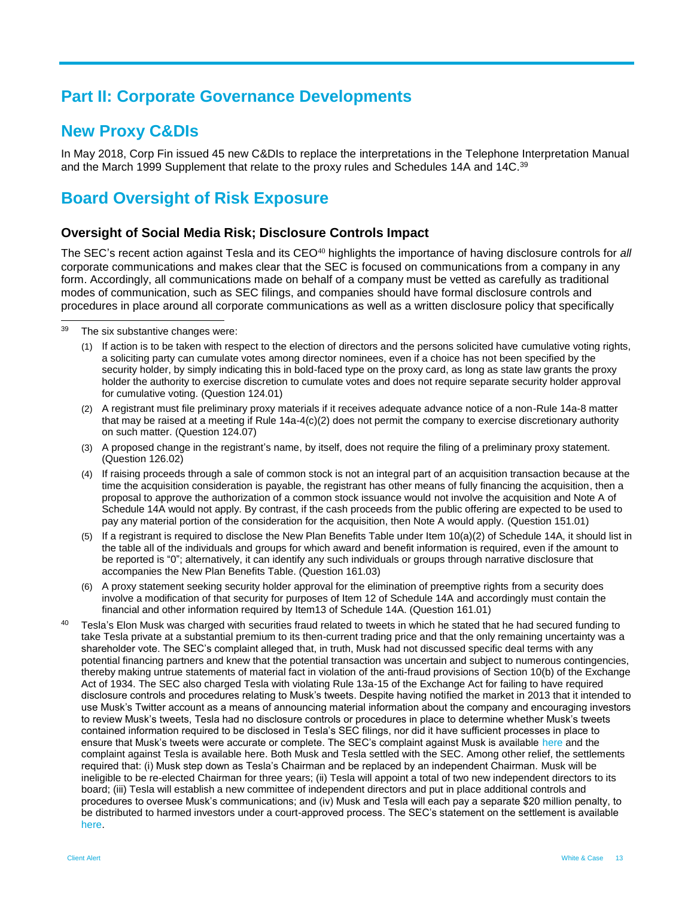# Part II: Corporate Governance Developments

## New Proxy C&DIs

In May 2018, Corp Fin issued 45 new C&DIs to replace the interpretations in the Telephone Interpretation Manual and the March 1999 Supplement that relate to the proxy rules and Schedules 14A and 14C.[39]

## Board Oversight of Risk Exposure

### Oversight of Social Media Risk; Disclosure Controls Impact

The SEC's recent action against Tesla and its CEO[40] highlights the importance of having disclosure controls for *all* corporate communications and makes clear that the SEC is focused on communications from a company in any form. Accordingly, all communications made on behalf of a company must be vetted as carefully as traditional modes of communication, such as SEC filings, and companies should have formal disclosure controls and procedures in place around all corporate communications as well as a written disclosure policy that specifically

---

[39] The six substantive changes were:

(1) If action is to be taken with respect to the election of directors and the persons solicited have cumulative voting rights, a soliciting party can cumulate votes among director nominees, even if a choice has not been specified by the security holder, by simply indicating this in bold-faced type on the proxy card, as long as state law grants the proxy holder the authority to exercise discretion to cumulate votes and does not require separate security holder approval for cumulative voting. (Question 124.01)

(2) A registrant must file preliminary proxy materials if it receives adequate advance notice of a non-Rule 14a-8 matter that may be raised at a meeting if Rule 14a-4(c)(2) does not permit the company to exercise discretionary authority on such matter. (Question 124.07)

(3) A proposed change in the registrant's name, by itself, does not require the filing of a preliminary proxy statement. (Question 126.02)

(4) If raising proceeds through a sale of common stock is not an integral part of an acquisition transaction because at the time the acquisition consideration is payable, the registrant has other means of fully financing the acquisition, then a proposal to approve the authorization of a common stock issuance would not involve the acquisition and Note A of Schedule 14A would not apply. By contrast, if the cash proceeds from the public offering are expected to be used to pay any material portion of the consideration for the acquisition, then Note A would apply. (Question 151.01)

(5) If a registrant is required to disclose the New Plan Benefits Table under Item 10(a)(2) of Schedule 14A, it should list in the table all of the individuals and groups for which award and benefit information is required, even if the amount to be reported is "0"; alternatively, it can identify any such individuals or groups through narrative disclosure that accompanies the New Plan Benefits Table. (Question 161.03)

(6) A proxy statement seeking security holder approval for the elimination of preemptive rights from a security does involve a modification of that security for purposes of Item 12 of Schedule 14A and accordingly must contain the financial and other information required by Item13 of Schedule 14A. (Question 161.01)

[40] Tesla's Elon Musk was charged with securities fraud related to tweets in which he stated that he had secured funding to take Tesla private at a substantial premium to its then-current trading price and that the only remaining uncertainty was a shareholder vote. The SEC's complaint alleged that, in truth, Musk had not discussed specific deal terms with any potential financing partners and knew that the potential transaction was uncertain and subject to numerous contingencies, thereby making untrue statements of material fact in violation of the anti-fraud provisions of Section 10(b) of the Exchange Act of 1934. The SEC also charged Tesla with violating Rule 13a-15 of the Exchange Act for failing to have required disclosure controls and procedures relating to Musk's tweets. Despite having notified the market in 2013 that it intended to use Musk's Twitter account as a means of announcing material information about the company and encouraging investors to review Musk's tweets, Tesla had no disclosure controls or procedures in place to determine whether Musk's tweets contained information required to be disclosed in Tesla's SEC filings, nor did it have sufficient processes in place to ensure that Musk's tweets were accurate or complete. The SEC's complaint against Musk is available here and the complaint against Tesla is available here. Both Musk and Tesla settled with the SEC. Among other relief, the settlements required that: (i) Musk step down as Tesla's Chairman and be replaced by an independent Chairman. Musk will be ineligible to be re-elected Chairman for three years; (ii) Tesla will appoint a total of two new independent directors to its board; (iii) Tesla will establish a new committee of independent directors and put in place additional controls and procedures to oversee Musk's communications; and (iv) Musk and Tesla will each pay a separate $20 million penalty, to be distributed to harmed investors under a court-approved process. The SEC's statement on the settlement is available here.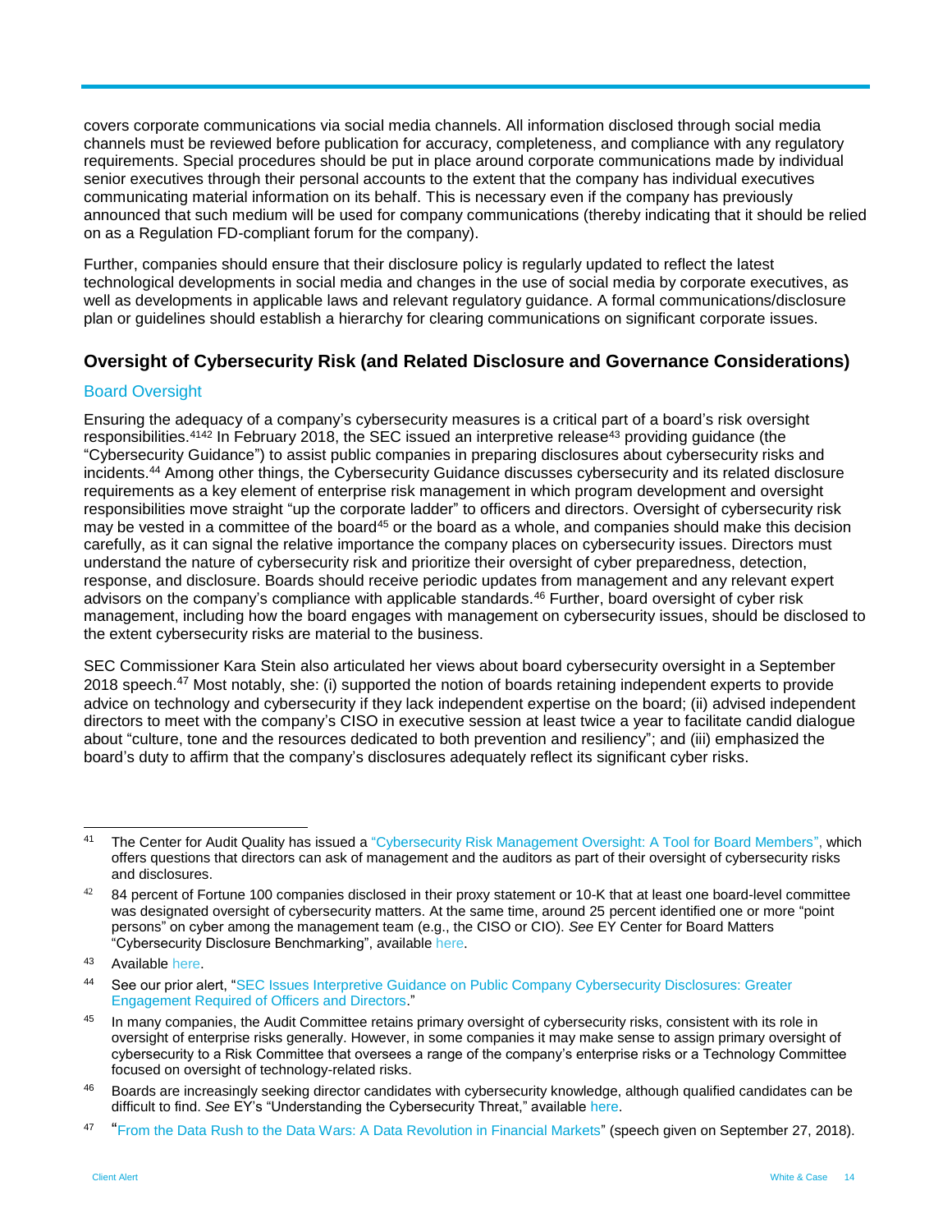covers corporate communications via social media channels. All information disclosed through social media channels must be reviewed before publication for accuracy, completeness, and compliance with any regulatory requirements. Special procedures should be put in place around corporate communications made by individual senior executives through their personal accounts to the extent that the company has individual executives communicating material information on its behalf. This is necessary even if the company has previously announced that such medium will be used for company communications (thereby indicating that it should be relied on as a Regulation FD-compliant forum for the company).

Further, companies should ensure that their disclosure policy is regularly updated to reflect the latest technological developments in social media and changes in the use of social media by corporate executives, as well as developments in applicable laws and relevant regulatory guidance. A formal communications/disclosure plan or guidelines should establish a hierarchy for clearing communications on significant corporate issues.

## Oversight of Cybersecurity Risk (and Related Disclosure and Governance Considerations)

### Board Oversight

Ensuring the adequacy of a company's cybersecurity measures is a critical part of a board's risk oversight responsibilities.[41][42] In February 2018, the SEC issued an interpretive release[43] providing guidance (the "Cybersecurity Guidance") to assist public companies in preparing disclosures about cybersecurity risks and incidents.[44] Among other things, the Cybersecurity Guidance discusses cybersecurity and its related disclosure requirements as a key element of enterprise risk management in which program development and oversight responsibilities move straight "up the corporate ladder" to officers and directors. Oversight of cybersecurity risk may be vested in a committee of the board[45] or the board as a whole, and companies should make this decision carefully, as it can signal the relative importance the company places on cybersecurity issues. Directors must understand the nature of cybersecurity risk and prioritize their oversight of cyber preparedness, detection, response, and disclosure. Boards should receive periodic updates from management and any relevant expert advisors on the company's compliance with applicable standards.[46] Further, board oversight of cyber risk management, including how the board engages with management on cybersecurity issues, should be disclosed to the extent cybersecurity risks are material to the business.

SEC Commissioner Kara Stein also articulated her views about board cybersecurity oversight in a September 2018 speech.[47] Most notably, she: (i) supported the notion of boards retaining independent experts to provide advice on technology and cybersecurity if they lack independent expertise on the board; (ii) advised independent directors to meet with the company's CISO in executive session at least twice a year to facilitate candid dialogue about "culture, tone and the resources dedicated to both prevention and resiliency"; and (iii) emphasized the board's duty to affirm that the company's disclosures adequately reflect its significant cyber risks.

---

[41] The Center for Audit Quality has issued a "Cybersecurity Risk Management Oversight: A Tool for Board Members", which offers questions that directors can ask of management and the auditors as part of their oversight of cybersecurity risks and disclosures.

[42] 84 percent of Fortune 100 companies disclosed in their proxy statement or 10-K that at least one board-level committee was designated oversight of cybersecurity matters. At the same time, around 25 percent identified one or more "point persons" on cyber among the management team (e.g., the CISO or CIO). *See* EY Center for Board Matters "Cybersecurity Disclosure Benchmarking", available here.

[43] Available here.

[44] See our prior alert, "SEC Issues Interpretive Guidance on Public Company Cybersecurity Disclosures: Greater Engagement Required of Officers and Directors."

[45] In many companies, the Audit Committee retains primary oversight of cybersecurity risks, consistent with its role in oversight of enterprise risks generally. However, in some companies it may make sense to assign primary oversight of cybersecurity to a Risk Committee that oversees a range of the company's enterprise risks or a Technology Committee focused on oversight of technology-related risks.

[46] Boards are increasingly seeking director candidates with cybersecurity knowledge, although qualified candidates can be difficult to find. *See* EY's "Understanding the Cybersecurity Threat," available here.

[47] "From the Data Rush to the Data Wars: A Data Revolution in Financial Markets" (speech given on September 27, 2018).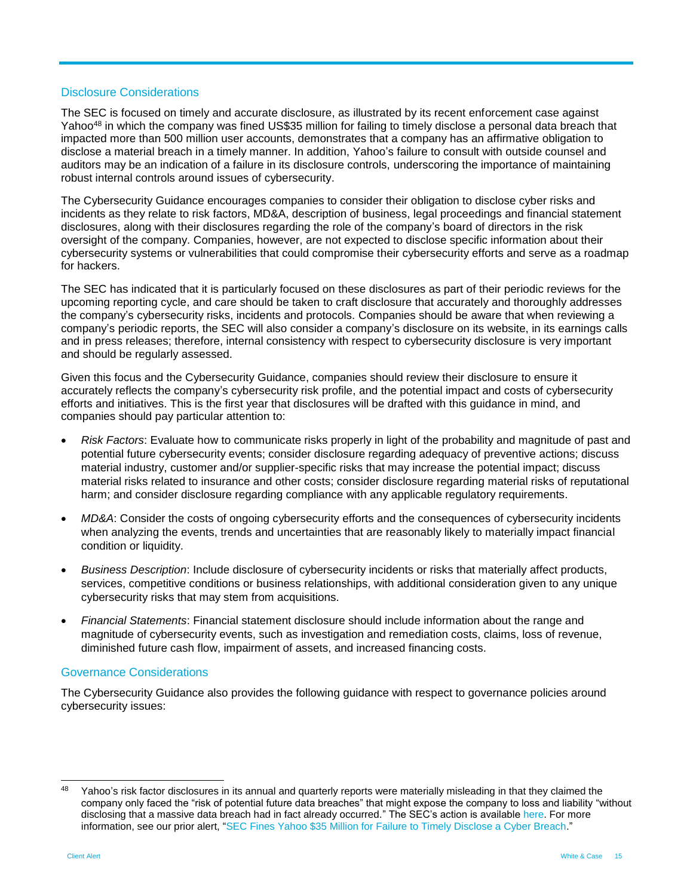## Disclosure Considerations

The SEC is focused on timely and accurate disclosure, as illustrated by its recent enforcement case against Yahoo[48] in which the company was fined US$35 million for failing to timely disclose a personal data breach that impacted more than 500 million user accounts, demonstrates that a company has an affirmative obligation to disclose a material breach in a timely manner. In addition, Yahoo's failure to consult with outside counsel and auditors may be an indication of a failure in its disclosure controls, underscoring the importance of maintaining robust internal controls around issues of cybersecurity.

The Cybersecurity Guidance encourages companies to consider their obligation to disclose cyber risks and incidents as they relate to risk factors, MD&A, description of business, legal proceedings and financial statement disclosures, along with their disclosures regarding the role of the company's board of directors in the risk oversight of the company. Companies, however, are not expected to disclose specific information about their cybersecurity systems or vulnerabilities that could compromise their cybersecurity efforts and serve as a roadmap for hackers.

The SEC has indicated that it is particularly focused on these disclosures as part of their periodic reviews for the upcoming reporting cycle, and care should be taken to craft disclosure that accurately and thoroughly addresses the company's cybersecurity risks, incidents and protocols. Companies should be aware that when reviewing a company's periodic reports, the SEC will also consider a company's disclosure on its website, in its earnings calls and in press releases; therefore, internal consistency with respect to cybersecurity disclosure is very important and should be regularly assessed.

Given this focus and the Cybersecurity Guidance, companies should review their disclosure to ensure it accurately reflects the company's cybersecurity risk profile, and the potential impact and costs of cybersecurity efforts and initiatives. This is the first year that disclosures will be drafted with this guidance in mind, and companies should pay particular attention to:

- *Risk Factors*: Evaluate how to communicate risks properly in light of the probability and magnitude of past and potential future cybersecurity events; consider disclosure regarding adequacy of preventive actions; discuss material industry, customer and/or supplier-specific risks that may increase the potential impact; discuss material risks related to insurance and other costs; consider disclosure regarding material risks of reputational harm; and consider disclosure regarding compliance with any applicable regulatory requirements.
- *MD&A*: Consider the costs of ongoing cybersecurity efforts and the consequences of cybersecurity incidents when analyzing the events, trends and uncertainties that are reasonably likely to materially impact financial condition or liquidity.
- *Business Description*: Include disclosure of cybersecurity incidents or risks that materially affect products, services, competitive conditions or business relationships, with additional consideration given to any unique cybersecurity risks that may stem from acquisitions.
- *Financial Statements*: Financial statement disclosure should include information about the range and magnitude of cybersecurity events, such as investigation and remediation costs, claims, loss of revenue, diminished future cash flow, impairment of assets, and increased financing costs.

## Governance Considerations

The Cybersecurity Guidance also provides the following guidance with respect to governance policies around cybersecurity issues:

---

[48] Yahoo's risk factor disclosures in its annual and quarterly reports were materially misleading in that they claimed the company only faced the "risk of potential future data breaches" that might expose the company to loss and liability "without disclosing that a massive data breach had in fact already occurred." The SEC's action is available here. For more information, see our prior alert, "SEC Fines Yahoo $35 Million for Failure to Timely Disclose a Cyber Breach."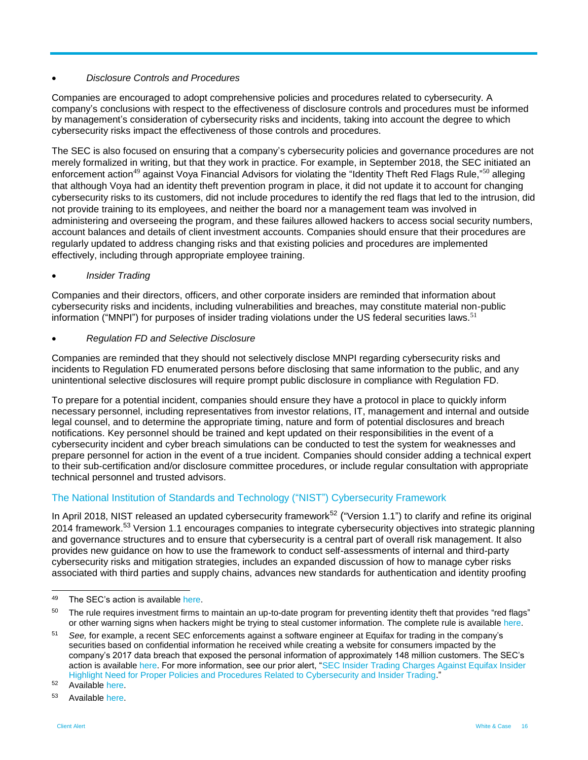- *Disclosure Controls and Procedures*

Companies are encouraged to adopt comprehensive policies and procedures related to cybersecurity. A company's conclusions with respect to the effectiveness of disclosure controls and procedures must be informed by management's consideration of cybersecurity risks and incidents, taking into account the degree to which cybersecurity risks impact the effectiveness of those controls and procedures.

The SEC is also focused on ensuring that a company's cybersecurity policies and governance procedures are not merely formalized in writing, but that they work in practice. For example, in September 2018, the SEC initiated an enforcement action[49] against Voya Financial Advisors for violating the "Identity Theft Red Flags Rule,"[50] alleging that although Voya had an identity theft prevention program in place, it did not update it to account for changing cybersecurity risks to its customers, did not include procedures to identify the red flags that led to the intrusion, did not provide training to its employees, and neither the board nor a management team was involved in administering and overseeing the program, and these failures allowed hackers to access social security numbers, account balances and details of client investment accounts. Companies should ensure that their procedures are regularly updated to address changing risks and that existing policies and procedures are implemented effectively, including through appropriate employee training.

- *Insider Trading*

Companies and their directors, officers, and other corporate insiders are reminded that information about cybersecurity risks and incidents, including vulnerabilities and breaches, may constitute material non-public information ("MNPI") for purposes of insider trading violations under the US federal securities laws.[51]

- *Regulation FD and Selective Disclosure*

Companies are reminded that they should not selectively disclose MNPI regarding cybersecurity risks and incidents to Regulation FD enumerated persons before disclosing that same information to the public, and any unintentional selective disclosures will require prompt public disclosure in compliance with Regulation FD.

To prepare for a potential incident, companies should ensure they have a protocol in place to quickly inform necessary personnel, including representatives from investor relations, IT, management and internal and outside legal counsel, and to determine the appropriate timing, nature and form of potential disclosures and breach notifications. Key personnel should be trained and kept updated on their responsibilities in the event of a cybersecurity incident and cyber breach simulations can be conducted to test the system for weaknesses and prepare personnel for action in the event of a true incident. Companies should consider adding a technical expert to their sub-certification and/or disclosure committee procedures, or include regular consultation with appropriate technical personnel and trusted advisors.

## The National Institution of Standards and Technology ("NIST") Cybersecurity Framework

In April 2018, NIST released an updated cybersecurity framework[52] ("Version 1.1") to clarify and refine its original 2014 framework.[53] Version 1.1 encourages companies to integrate cybersecurity objectives into strategic planning and governance structures and to ensure that cybersecurity is a central part of overall risk management. It also provides new guidance on how to use the framework to conduct self-assessments of internal and third-party cybersecurity risks and mitigation strategies, includes an expanded discussion of how to manage cyber risks associated with third parties and supply chains, advances new standards for authentication and identity proofing

---

[49] The SEC's action is available here.

[50] The rule requires investment firms to maintain an up-to-date program for preventing identity theft that provides "red flags" or other warning signs when hackers might be trying to steal customer information. The complete rule is available here.

[51] *See,* for example, a recent SEC enforcements against a software engineer at Equifax for trading in the company's securities based on confidential information he received while creating a website for consumers impacted by the company's 2017 data breach that exposed the personal information of approximately 148 million customers. The SEC's action is available here. For more information, see our prior alert, "SEC Insider Trading Charges Against Equifax Insider Highlight Need for Proper Policies and Procedures Related to Cybersecurity and Insider Trading."

[52] Available here.

[53] Available here.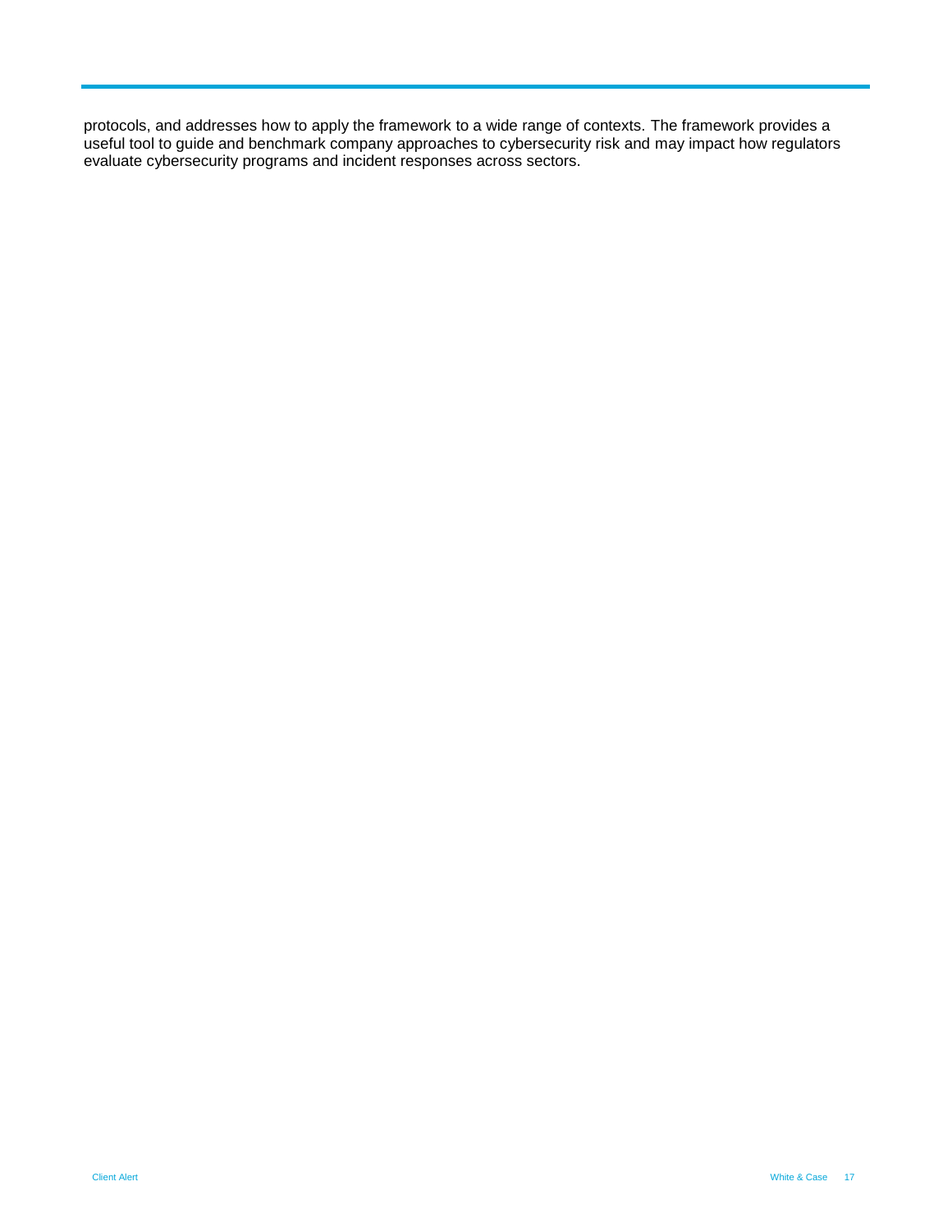protocols, and addresses how to apply the framework to a wide range of contexts. The framework provides a useful tool to guide and benchmark company approaches to cybersecurity risk and may impact how regulators evaluate cybersecurity programs and incident responses across sectors.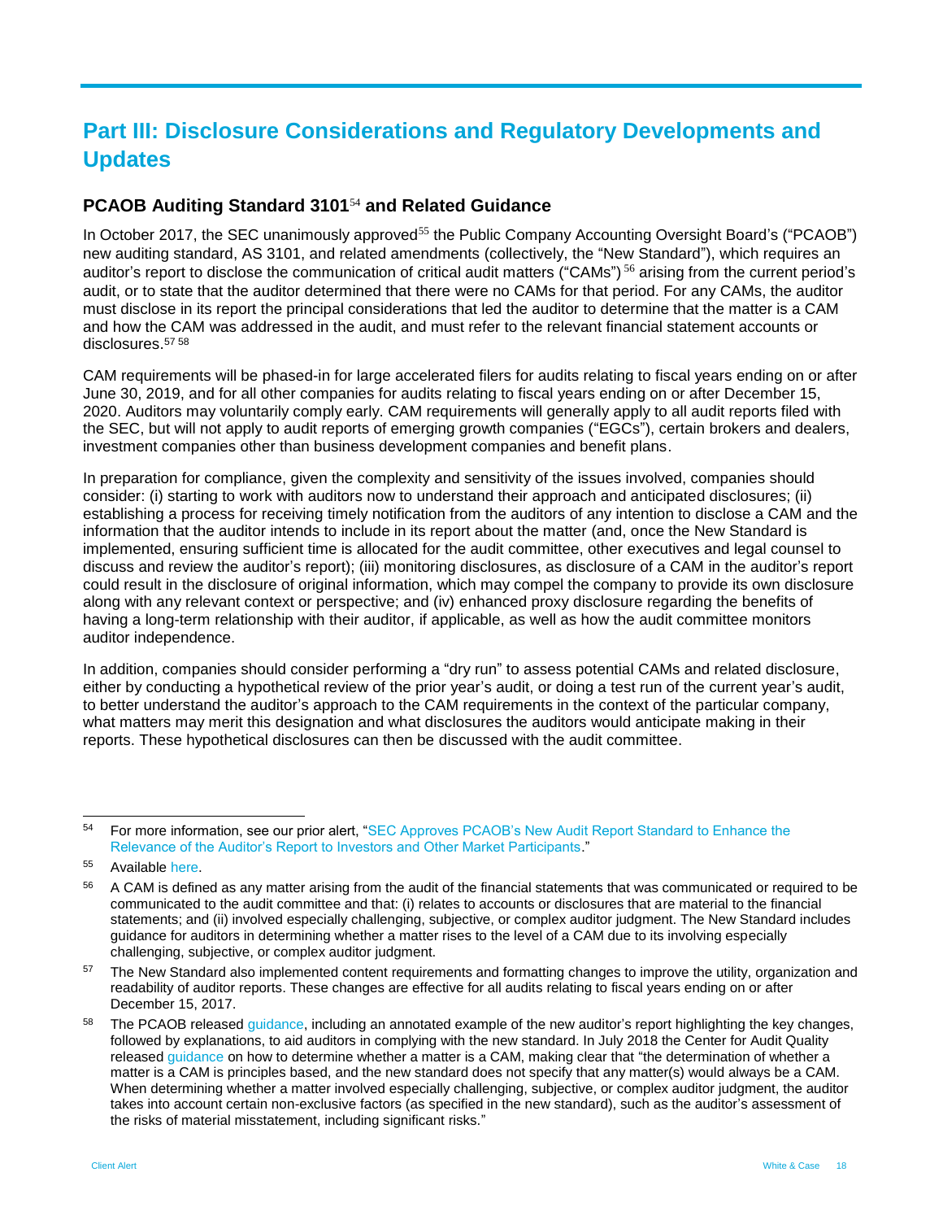# Part III: Disclosure Considerations and Regulatory Developments and Updates

## PCAOB Auditing Standard 3101[54] and Related Guidance

In October 2017, the SEC unanimously approved[55] the Public Company Accounting Oversight Board's ("PCAOB") new auditing standard, AS 3101, and related amendments (collectively, the "New Standard"), which requires an auditor's report to disclose the communication of critical audit matters ("CAMs")[56] arising from the current period's audit, or to state that the auditor determined that there were no CAMs for that period. For any CAMs, the auditor must disclose in its report the principal considerations that led the auditor to determine that the matter is a CAM and how the CAM was addressed in the audit, and must refer to the relevant financial statement accounts or disclosures.[57] [58]

CAM requirements will be phased-in for large accelerated filers for audits relating to fiscal years ending on or after June 30, 2019, and for all other companies for audits relating to fiscal years ending on or after December 15, 2020. Auditors may voluntarily comply early. CAM requirements will generally apply to all audit reports filed with the SEC, but will not apply to audit reports of emerging growth companies ("EGCs"), certain brokers and dealers, investment companies other than business development companies and benefit plans.

In preparation for compliance, given the complexity and sensitivity of the issues involved, companies should consider: (i) starting to work with auditors now to understand their approach and anticipated disclosures; (ii) establishing a process for receiving timely notification from the auditors of any intention to disclose a CAM and the information that the auditor intends to include in its report about the matter (and, once the New Standard is implemented, ensuring sufficient time is allocated for the audit committee, other executives and legal counsel to discuss and review the auditor's report); (iii) monitoring disclosures, as disclosure of a CAM in the auditor's report could result in the disclosure of original information, which may compel the company to provide its own disclosure along with any relevant context or perspective; and (iv) enhanced proxy disclosure regarding the benefits of having a long-term relationship with their auditor, if applicable, as well as how the audit committee monitors auditor independence.

In addition, companies should consider performing a "dry run" to assess potential CAMs and related disclosure, either by conducting a hypothetical review of the prior year's audit, or doing a test run of the current year's audit, to better understand the auditor's approach to the CAM requirements in the context of the particular company, what matters may merit this designation and what disclosures the auditors would anticipate making in their reports. These hypothetical disclosures can then be discussed with the audit committee.

---

[54] For more information, see our prior alert, "SEC Approves PCAOB's New Audit Report Standard to Enhance the Relevance of the Auditor's Report to Investors and Other Market Participants."

[55] Available here.

[56] A CAM is defined as any matter arising from the audit of the financial statements that was communicated or required to be communicated to the audit committee and that: (i) relates to accounts or disclosures that are material to the financial statements; and (ii) involved especially challenging, subjective, or complex auditor judgment. The New Standard includes guidance for auditors in determining whether a matter rises to the level of a CAM due to its involving especially challenging, subjective, or complex auditor judgment.

[57] The New Standard also implemented content requirements and formatting changes to improve the utility, organization and readability of auditor reports. These changes are effective for all audits relating to fiscal years ending on or after December 15, 2017.

[58] The PCAOB released guidance, including an annotated example of the new auditor's report highlighting the key changes, followed by explanations, to aid auditors in complying with the new standard. In July 2018 the Center for Audit Quality released guidance on how to determine whether a matter is a CAM, making clear that "the determination of whether a matter is a CAM is principles based, and the new standard does not specify that any matter(s) would always be a CAM. When determining whether a matter involved especially challenging, subjective, or complex auditor judgment, the auditor takes into account certain non-exclusive factors (as specified in the new standard), such as the auditor's assessment of the risks of material misstatement, including significant risks."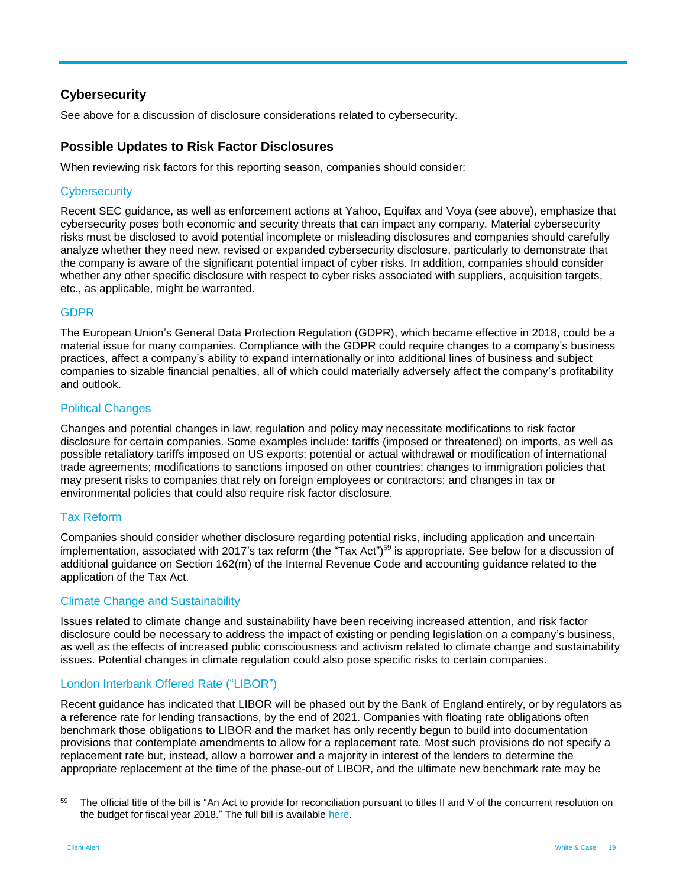## Cybersecurity

See above for a discussion of disclosure considerations related to cybersecurity.

## Possible Updates to Risk Factor Disclosures

When reviewing risk factors for this reporting season, companies should consider:

### Cybersecurity

Recent SEC guidance, as well as enforcement actions at Yahoo, Equifax and Voya (see above), emphasize that cybersecurity poses both economic and security threats that can impact any company. Material cybersecurity risks must be disclosed to avoid potential incomplete or misleading disclosures and companies should carefully analyze whether they need new, revised or expanded cybersecurity disclosure, particularly to demonstrate that the company is aware of the significant potential impact of cyber risks. In addition, companies should consider whether any other specific disclosure with respect to cyber risks associated with suppliers, acquisition targets, etc., as applicable, might be warranted.

### GDPR

The European Union's General Data Protection Regulation (GDPR), which became effective in 2018, could be a material issue for many companies. Compliance with the GDPR could require changes to a company's business practices, affect a company's ability to expand internationally or into additional lines of business and subject companies to sizable financial penalties, all of which could materially adversely affect the company's profitability and outlook.

### Political Changes

Changes and potential changes in law, regulation and policy may necessitate modifications to risk factor disclosure for certain companies. Some examples include: tariffs (imposed or threatened) on imports, as well as possible retaliatory tariffs imposed on US exports; potential or actual withdrawal or modification of international trade agreements; modifications to sanctions imposed on other countries; changes to immigration policies that may present risks to companies that rely on foreign employees or contractors; and changes in tax or environmental policies that could also require risk factor disclosure.

### Tax Reform

Companies should consider whether disclosure regarding potential risks, including application and uncertain implementation, associated with 2017's tax reform (the "Tax Act")[59] is appropriate. See below for a discussion of additional guidance on Section 162(m) of the Internal Revenue Code and accounting guidance related to the application of the Tax Act.

### Climate Change and Sustainability

Issues related to climate change and sustainability have been receiving increased attention, and risk factor disclosure could be necessary to address the impact of existing or pending legislation on a company's business, as well as the effects of increased public consciousness and activism related to climate change and sustainability issues. Potential changes in climate regulation could also pose specific risks to certain companies.

### London Interbank Offered Rate ("LIBOR")

Recent guidance has indicated that LIBOR will be phased out by the Bank of England entirely, or by regulators as a reference rate for lending transactions, by the end of 2021. Companies with floating rate obligations often benchmark those obligations to LIBOR and the market has only recently begun to build into documentation provisions that contemplate amendments to allow for a replacement rate. Most such provisions do not specify a replacement rate but, instead, allow a borrower and a majority in interest of the lenders to determine the appropriate replacement at the time of the phase-out of LIBOR, and the ultimate new benchmark rate may be

---

[59] The official title of the bill is "An Act to provide for reconciliation pursuant to titles II and V of the concurrent resolution on the budget for fiscal year 2018." The full bill is available here.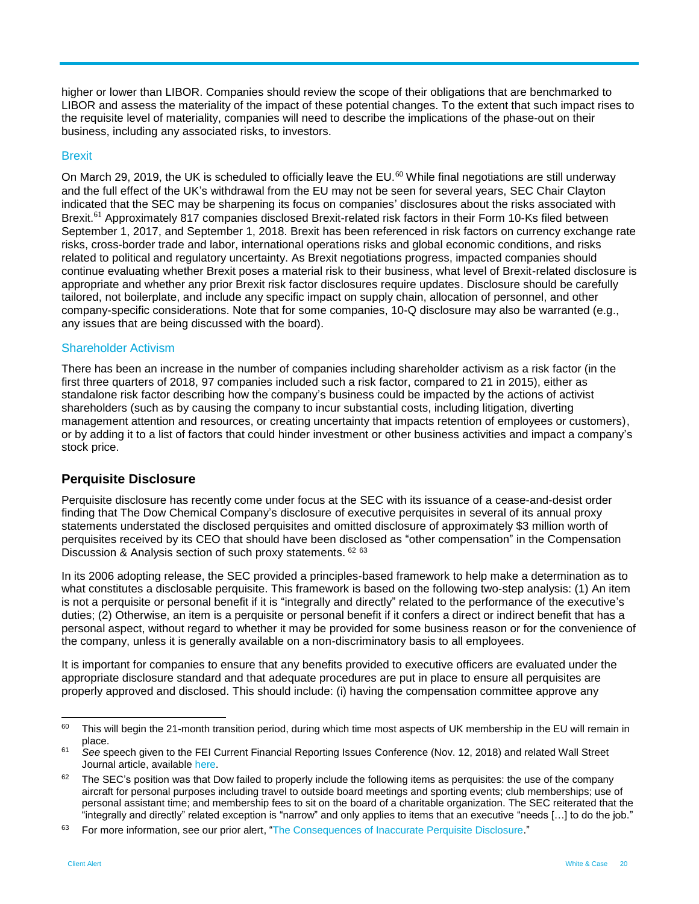higher or lower than LIBOR. Companies should review the scope of their obligations that are benchmarked to LIBOR and assess the materiality of the impact of these potential changes. To the extent that such impact rises to the requisite level of materiality, companies will need to describe the implications of the phase-out on their business, including any associated risks, to investors.

### Brexit

On March 29, 2019, the UK is scheduled to officially leave the EU.[60] While final negotiations are still underway and the full effect of the UK's withdrawal from the EU may not be seen for several years, SEC Chair Clayton indicated that the SEC may be sharpening its focus on companies' disclosures about the risks associated with Brexit.[61] Approximately 817 companies disclosed Brexit-related risk factors in their Form 10-Ks filed between September 1, 2017, and September 1, 2018. Brexit has been referenced in risk factors on currency exchange rate risks, cross-border trade and labor, international operations risks and global economic conditions, and risks related to political and regulatory uncertainty. As Brexit negotiations progress, impacted companies should continue evaluating whether Brexit poses a material risk to their business, what level of Brexit-related disclosure is appropriate and whether any prior Brexit risk factor disclosures require updates. Disclosure should be carefully tailored, not boilerplate, and include any specific impact on supply chain, allocation of personnel, and other company-specific considerations. Note that for some companies, 10-Q disclosure may also be warranted (e.g., any issues that are being discussed with the board).

### Shareholder Activism

There has been an increase in the number of companies including shareholder activism as a risk factor (in the first three quarters of 2018, 97 companies included such a risk factor, compared to 21 in 2015), either as standalone risk factor describing how the company's business could be impacted by the actions of activist shareholders (such as by causing the company to incur substantial costs, including litigation, diverting management attention and resources, or creating uncertainty that impacts retention of employees or customers), or by adding it to a list of factors that could hinder investment or other business activities and impact a company's stock price.

## Perquisite Disclosure

Perquisite disclosure has recently come under focus at the SEC with its issuance of a cease-and-desist order finding that The Dow Chemical Company's disclosure of executive perquisites in several of its annual proxy statements understated the disclosed perquisites and omitted disclosure of approximately $3 million worth of perquisites received by its CEO that should have been disclosed as "other compensation" in the Compensation Discussion & Analysis section of such proxy statements.[62] [63]

In its 2006 adopting release, the SEC provided a principles-based framework to help make a determination as to what constitutes a disclosable perquisite. This framework is based on the following two-step analysis: (1) An item is not a perquisite or personal benefit if it is "integrally and directly" related to the performance of the executive's duties; (2) Otherwise, an item is a perquisite or personal benefit if it confers a direct or indirect benefit that has a personal aspect, without regard to whether it may be provided for some business reason or for the convenience of the company, unless it is generally available on a non-discriminatory basis to all employees.

It is important for companies to ensure that any benefits provided to executive officers are evaluated under the appropriate disclosure standard and that adequate procedures are put in place to ensure all perquisites are properly approved and disclosed. This should include: (i) having the compensation committee approve any

---

[60] This will begin the 21-month transition period, during which time most aspects of UK membership in the EU will remain in place.

[61] *See* speech given to the FEI Current Financial Reporting Issues Conference (Nov. 12, 2018) and related Wall Street Journal article, available here.

[62] The SEC's position was that Dow failed to properly include the following items as perquisites: the use of the company aircraft for personal purposes including travel to outside board meetings and sporting events; club memberships; use of personal assistant time; and membership fees to sit on the board of a charitable organization. The SEC reiterated that the "integrally and directly" related exception is "narrow" and only applies to items that an executive "needs […] to do the job."

[63] For more information, see our prior alert, "The Consequences of Inaccurate Perquisite Disclosure."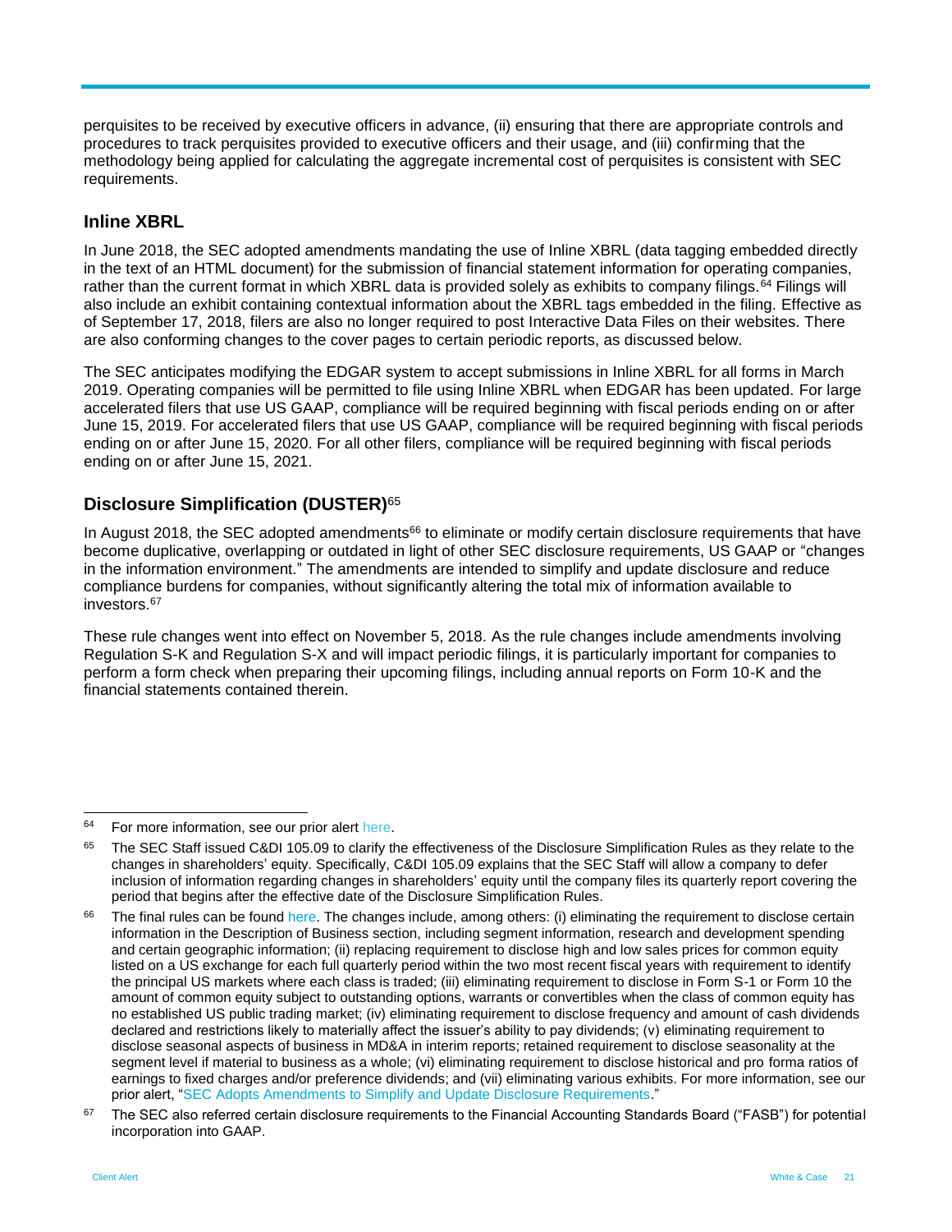perquisites to be received by executive officers in advance, (ii) ensuring that there are appropriate controls and procedures to track perquisites provided to executive officers and their usage, and (iii) confirming that the methodology being applied for calculating the aggregate incremental cost of perquisites is consistent with SEC requirements.

## Inline XBRL

In June 2018, the SEC adopted amendments mandating the use of Inline XBRL (data tagging embedded directly in the text of an HTML document) for the submission of financial statement information for operating companies, rather than the current format in which XBRL data is provided solely as exhibits to company filings.[64] Filings will also include an exhibit containing contextual information about the XBRL tags embedded in the filing. Effective as of September 17, 2018, filers are also no longer required to post Interactive Data Files on their websites. There are also conforming changes to the cover pages to certain periodic reports, as discussed below.

The SEC anticipates modifying the EDGAR system to accept submissions in Inline XBRL for all forms in March 2019. Operating companies will be permitted to file using Inline XBRL when EDGAR has been updated. For large accelerated filers that use US GAAP, compliance will be required beginning with fiscal periods ending on or after June 15, 2019. For accelerated filers that use US GAAP, compliance will be required beginning with fiscal periods ending on or after June 15, 2020. For all other filers, compliance will be required beginning with fiscal periods ending on or after June 15, 2021.

## Disclosure Simplification (DUSTER)[65]

In August 2018, the SEC adopted amendments[66] to eliminate or modify certain disclosure requirements that have become duplicative, overlapping or outdated in light of other SEC disclosure requirements, US GAAP or "changes in the information environment." The amendments are intended to simplify and update disclosure and reduce compliance burdens for companies, without significantly altering the total mix of information available to investors.[67]

These rule changes went into effect on November 5, 2018. As the rule changes include amendments involving Regulation S-K and Regulation S-X and will impact periodic filings, it is particularly important for companies to perform a form check when preparing their upcoming filings, including annual reports on Form 10-K and the financial statements contained therein.

---

[64] For more information, see our prior alert here.

[65] The SEC Staff issued C&DI 105.09 to clarify the effectiveness of the Disclosure Simplification Rules as they relate to the changes in shareholders' equity. Specifically, C&DI 105.09 explains that the SEC Staff will allow a company to defer inclusion of information regarding changes in shareholders' equity until the company files its quarterly report covering the period that begins after the effective date of the Disclosure Simplification Rules.

[66] The final rules can be found here. The changes include, among others: (i) eliminating the requirement to disclose certain information in the Description of Business section, including segment information, research and development spending and certain geographic information; (ii) replacing requirement to disclose high and low sales prices for common equity listed on a US exchange for each full quarterly period within the two most recent fiscal years with requirement to identify the principal US markets where each class is traded; (iii) eliminating requirement to disclose in Form S-1 or Form 10 the amount of common equity subject to outstanding options, warrants or convertibles when the class of common equity has no established US public trading market; (iv) eliminating requirement to disclose frequency and amount of cash dividends declared and restrictions likely to materially affect the issuer's ability to pay dividends; (v) eliminating requirement to disclose seasonal aspects of business in MD&A in interim reports; retained requirement to disclose seasonality at the segment level if material to business as a whole; (vi) eliminating requirement to disclose historical and pro forma ratios of earnings to fixed charges and/or preference dividends; and (vii) eliminating various exhibits. For more information, see our prior alert, "SEC Adopts Amendments to Simplify and Update Disclosure Requirements."

[67] The SEC also referred certain disclosure requirements to the Financial Accounting Standards Board ("FASB") for potential incorporation into GAAP.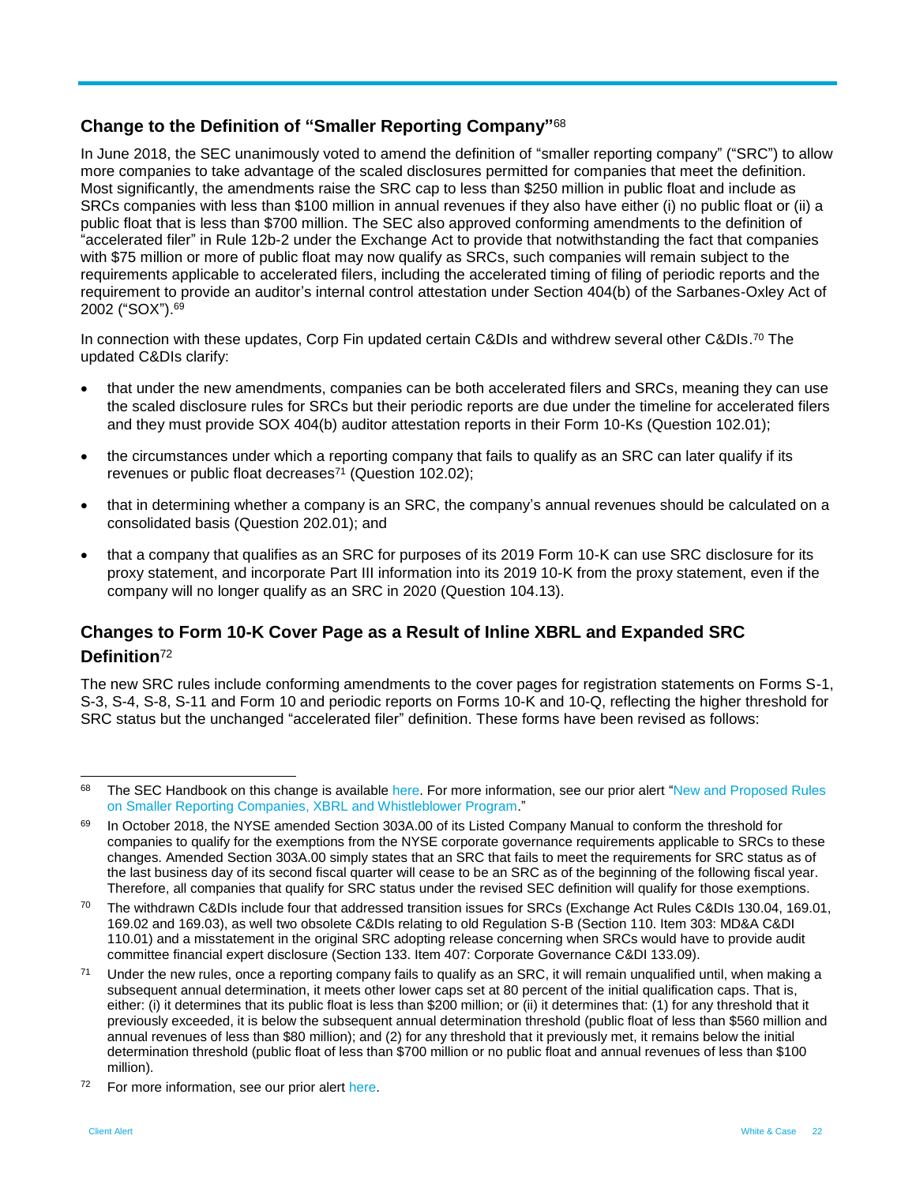## Change to the Definition of "Smaller Reporting Company"[68]

In June 2018, the SEC unanimously voted to amend the definition of "smaller reporting company" ("SRC") to allow more companies to take advantage of the scaled disclosures permitted for companies that meet the definition. Most significantly, the amendments raise the SRC cap to less than $250 million in public float and include as SRCs companies with less than $100 million in annual revenues if they also have either (i) no public float or (ii) a public float that is less than $700 million. The SEC also approved conforming amendments to the definition of "accelerated filer" in Rule 12b-2 under the Exchange Act to provide that notwithstanding the fact that companies with $75 million or more of public float may now qualify as SRCs, such companies will remain subject to the requirements applicable to accelerated filers, including the accelerated timing of filing of periodic reports and the requirement to provide an auditor's internal control attestation under Section 404(b) of the Sarbanes-Oxley Act of 2002 ("SOX").[69]

In connection with these updates, Corp Fin updated certain C&DIs and withdrew several other C&DIs.[70] The updated C&DIs clarify:

- that under the new amendments, companies can be both accelerated filers and SRCs, meaning they can use the scaled disclosure rules for SRCs but their periodic reports are due under the timeline for accelerated filers and they must provide SOX 404(b) auditor attestation reports in their Form 10-Ks (Question 102.01);
- the circumstances under which a reporting company that fails to qualify as an SRC can later qualify if its revenues or public float decreases[71] (Question 102.02);
- that in determining whether a company is an SRC, the company's annual revenues should be calculated on a consolidated basis (Question 202.01); and
- that a company that qualifies as an SRC for purposes of its 2019 Form 10-K can use SRC disclosure for its proxy statement, and incorporate Part III information into its 2019 10-K from the proxy statement, even if the company will no longer qualify as an SRC in 2020 (Question 104.13).

## Changes to Form 10-K Cover Page as a Result of Inline XBRL and Expanded SRC Definition[72]

The new SRC rules include conforming amendments to the cover pages for registration statements on Forms S-1, S-3, S-4, S-8, S-11 and Form 10 and periodic reports on Forms 10-K and 10-Q, reflecting the higher threshold for SRC status but the unchanged "accelerated filer" definition. These forms have been revised as follows:

---

[68] The SEC Handbook on this change is available here. For more information, see our prior alert "New and Proposed Rules on Smaller Reporting Companies, XBRL and Whistleblower Program."

[69] In October 2018, the NYSE amended Section 303A.00 of its Listed Company Manual to conform the threshold for companies to qualify for the exemptions from the NYSE corporate governance requirements applicable to SRCs to these changes. Amended Section 303A.00 simply states that an SRC that fails to meet the requirements for SRC status as of the last business day of its second fiscal quarter will cease to be an SRC as of the beginning of the following fiscal year. Therefore, all companies that qualify for SRC status under the revised SEC definition will qualify for those exemptions.

[70] The withdrawn C&DIs include four that addressed transition issues for SRCs (Exchange Act Rules C&DIs 130.04, 169.01, 169.02 and 169.03), as well two obsolete C&DIs relating to old Regulation S-B (Section 110. Item 303: MD&A C&DI 110.01) and a misstatement in the original SRC adopting release concerning when SRCs would have to provide audit committee financial expert disclosure (Section 133. Item 407: Corporate Governance C&DI 133.09).

[71] Under the new rules, once a reporting company fails to qualify as an SRC, it will remain unqualified until, when making a subsequent annual determination, it meets other lower caps set at 80 percent of the initial qualification caps. That is, either: (i) it determines that its public float is less than $200 million; or (ii) it determines that: (1) for any threshold that it previously exceeded, it is below the subsequent annual determination threshold (public float of less than $560 million and annual revenues of less than $80 million); and (2) for any threshold that it previously met, it remains below the initial determination threshold (public float of less than $700 million or no public float and annual revenues of less than $100 million).

[72] For more information, see our prior alert here.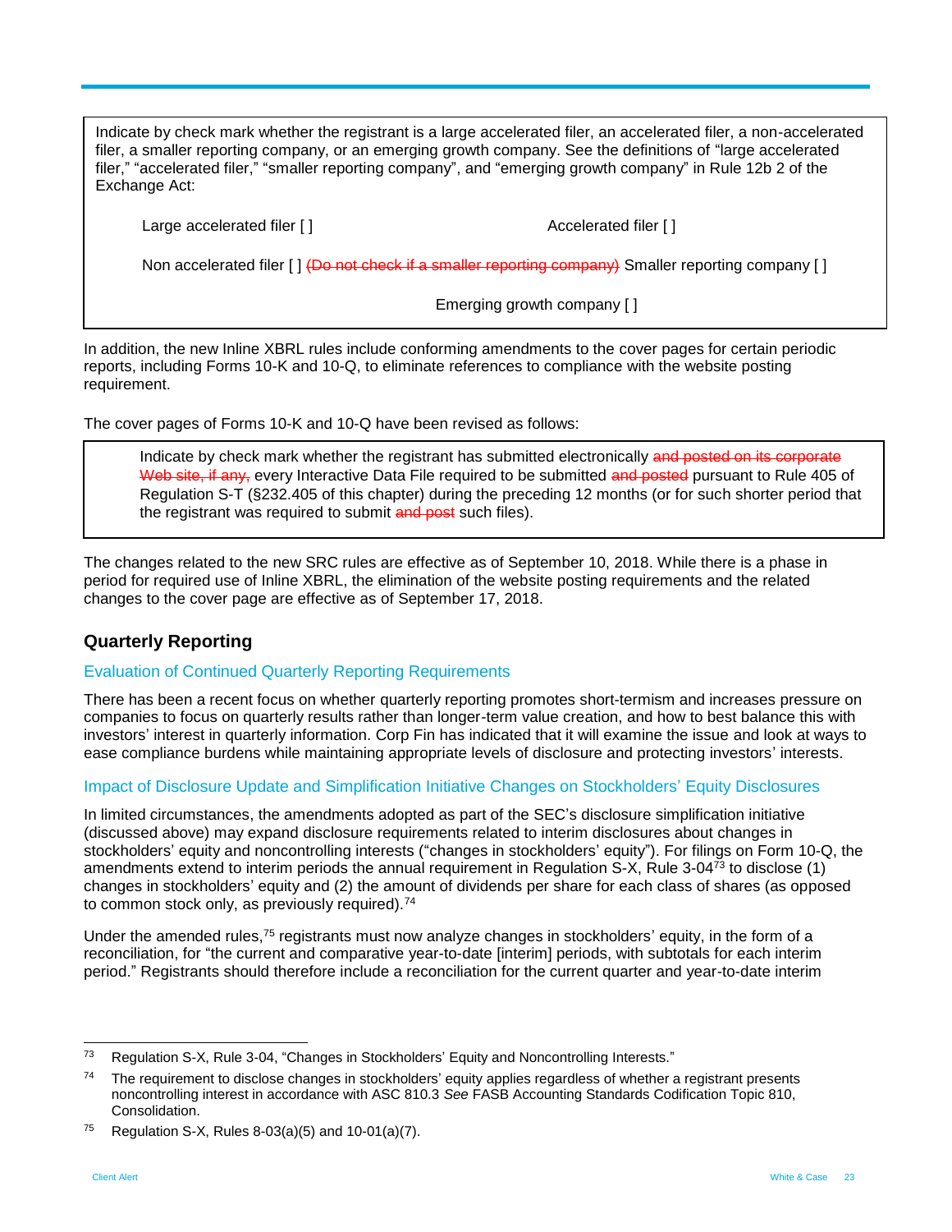> Indicate by check mark whether the registrant is a large accelerated filer, an accelerated filer, a non-accelerated filer, a smaller reporting company, or an emerging growth company. See the definitions of "large accelerated filer," "accelerated filer," "smaller reporting company", and "emerging growth company" in Rule 12b 2 of the Exchange Act:
>
> Large accelerated filer [ ]          Accelerated filer [ ]
>
> Non accelerated filer [ ] ~~(Do not check if a smaller reporting company)~~ Smaller reporting company [ ]
>
> Emerging growth company [ ]

In addition, the new Inline XBRL rules include conforming amendments to the cover pages for certain periodic reports, including Forms 10-K and 10-Q, to eliminate references to compliance with the website posting requirement.

The cover pages of Forms 10-K and 10-Q have been revised as follows:

> Indicate by check mark whether the registrant has submitted electronically ~~and posted on its corporate Web site, if any,~~ every Interactive Data File required to be submitted ~~and posted~~ pursuant to Rule 405 of Regulation S-T (§232.405 of this chapter) during the preceding 12 months (or for such shorter period that the registrant was required to submit ~~and post~~ such files).

The changes related to the new SRC rules are effective as of September 10, 2018. While there is a phase in period for required use of Inline XBRL, the elimination of the website posting requirements and the related changes to the cover page are effective as of September 17, 2018.

## Quarterly Reporting

### Evaluation of Continued Quarterly Reporting Requirements

There has been a recent focus on whether quarterly reporting promotes short-termism and increases pressure on companies to focus on quarterly results rather than longer-term value creation, and how to best balance this with investors' interest in quarterly information. Corp Fin has indicated that it will examine the issue and look at ways to ease compliance burdens while maintaining appropriate levels of disclosure and protecting investors' interests.

### Impact of Disclosure Update and Simplification Initiative Changes on Stockholders' Equity Disclosures

In limited circumstances, the amendments adopted as part of the SEC's disclosure simplification initiative (discussed above) may expand disclosure requirements related to interim disclosures about changes in stockholders' equity and noncontrolling interests ("changes in stockholders' equity"). For filings on Form 10-Q, the amendments extend to interim periods the annual requirement in Regulation S-X, Rule 3-04[73] to disclose (1) changes in stockholders' equity and (2) the amount of dividends per share for each class of shares (as opposed to common stock only, as previously required).[74]

Under the amended rules,[75] registrants must now analyze changes in stockholders' equity, in the form of a reconciliation, for "the current and comparative year-to-date [interim] periods, with subtotals for each interim period." Registrants should therefore include a reconciliation for the current quarter and year-to-date interim

---

[73] Regulation S-X, Rule 3-04, "Changes in Stockholders' Equity and Noncontrolling Interests."

[74] The requirement to disclose changes in stockholders' equity applies regardless of whether a registrant presents noncontrolling interest in accordance with ASC 810.3 *See* FASB Accounting Standards Codification Topic 810, Consolidation.

[75] Regulation S-X, Rules 8-03(a)(5) and 10-01(a)(7).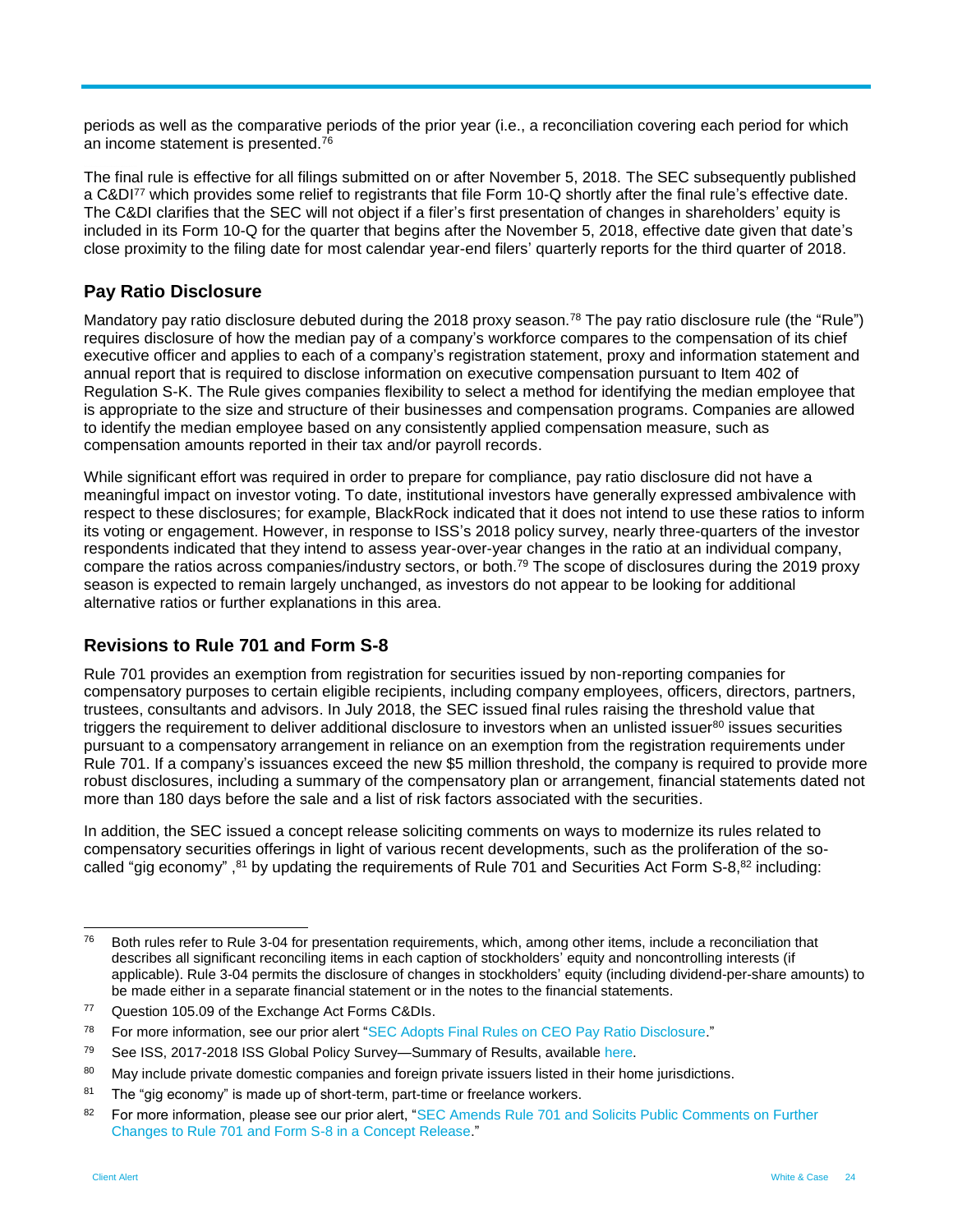periods as well as the comparative periods of the prior year (i.e., a reconciliation covering each period for which an income statement is presented.[76]

The final rule is effective for all filings submitted on or after November 5, 2018. The SEC subsequently published a C&DI[77] which provides some relief to registrants that file Form 10-Q shortly after the final rule's effective date. The C&DI clarifies that the SEC will not object if a filer's first presentation of changes in shareholders' equity is included in its Form 10-Q for the quarter that begins after the November 5, 2018, effective date given that date's close proximity to the filing date for most calendar year-end filers' quarterly reports for the third quarter of 2018.

## Pay Ratio Disclosure

Mandatory pay ratio disclosure debuted during the 2018 proxy season.[78] The pay ratio disclosure rule (the "Rule") requires disclosure of how the median pay of a company's workforce compares to the compensation of its chief executive officer and applies to each of a company's registration statement, proxy and information statement and annual report that is required to disclose information on executive compensation pursuant to Item 402 of Regulation S-K. The Rule gives companies flexibility to select a method for identifying the median employee that is appropriate to the size and structure of their businesses and compensation programs. Companies are allowed to identify the median employee based on any consistently applied compensation measure, such as compensation amounts reported in their tax and/or payroll records.

While significant effort was required in order to prepare for compliance, pay ratio disclosure did not have a meaningful impact on investor voting. To date, institutional investors have generally expressed ambivalence with respect to these disclosures; for example, BlackRock indicated that it does not intend to use these ratios to inform its voting or engagement. However, in response to ISS's 2018 policy survey, nearly three-quarters of the investor respondents indicated that they intend to assess year-over-year changes in the ratio at an individual company, compare the ratios across companies/industry sectors, or both.[79] The scope of disclosures during the 2019 proxy season is expected to remain largely unchanged, as investors do not appear to be looking for additional alternative ratios or further explanations in this area.

## Revisions to Rule 701 and Form S-8

Rule 701 provides an exemption from registration for securities issued by non-reporting companies for compensatory purposes to certain eligible recipients, including company employees, officers, directors, partners, trustees, consultants and advisors. In July 2018, the SEC issued final rules raising the threshold value that triggers the requirement to deliver additional disclosure to investors when an unlisted issuer[80] issues securities pursuant to a compensatory arrangement in reliance on an exemption from the registration requirements under Rule 701. If a company's issuances exceed the new $5 million threshold, the company is required to provide more robust disclosures, including a summary of the compensatory plan or arrangement, financial statements dated not more than 180 days before the sale and a list of risk factors associated with the securities.

In addition, the SEC issued a concept release soliciting comments on ways to modernize its rules related to compensatory securities offerings in light of various recent developments, such as the proliferation of the so-called "gig economy" ,[81] by updating the requirements of Rule 701 and Securities Act Form S-8,[82] including:

---

[76] Both rules refer to Rule 3-04 for presentation requirements, which, among other items, include a reconciliation that describes all significant reconciling items in each caption of stockholders' equity and noncontrolling interests (if applicable). Rule 3-04 permits the disclosure of changes in stockholders' equity (including dividend-per-share amounts) to be made either in a separate financial statement or in the notes to the financial statements.

[77] Question 105.09 of the Exchange Act Forms C&DIs.

[78] For more information, see our prior alert "SEC Adopts Final Rules on CEO Pay Ratio Disclosure."

[79] See ISS, 2017-2018 ISS Global Policy Survey—Summary of Results, available here.

[80] May include private domestic companies and foreign private issuers listed in their home jurisdictions.

[81] The "gig economy" is made up of short-term, part-time or freelance workers.

[82] For more information, please see our prior alert, "SEC Amends Rule 701 and Solicits Public Comments on Further Changes to Rule 701 and Form S-8 in a Concept Release."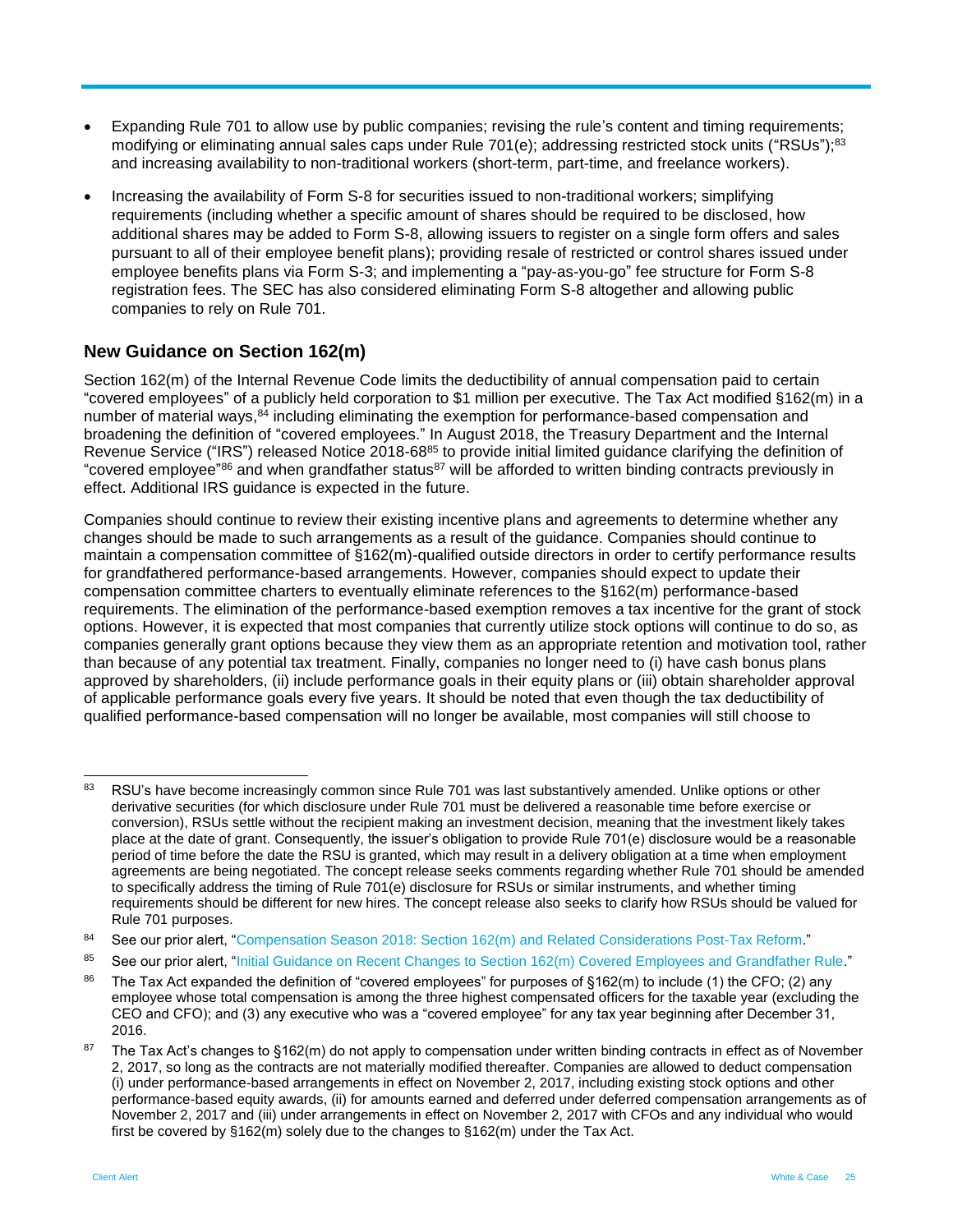- Expanding Rule 701 to allow use by public companies; revising the rule's content and timing requirements; modifying or eliminating annual sales caps under Rule 701(e); addressing restricted stock units ("RSUs");[83] and increasing availability to non-traditional workers (short-term, part-time, and freelance workers).

- Increasing the availability of Form S-8 for securities issued to non-traditional workers; simplifying requirements (including whether a specific amount of shares should be required to be disclosed, how additional shares may be added to Form S-8, allowing issuers to register on a single form offers and sales pursuant to all of their employee benefit plans); providing resale of restricted or control shares issued under employee benefits plans via Form S-3; and implementing a "pay-as-you-go" fee structure for Form S-8 registration fees. The SEC has also considered eliminating Form S-8 altogether and allowing public companies to rely on Rule 701.

## New Guidance on Section 162(m)

Section 162(m) of the Internal Revenue Code limits the deductibility of annual compensation paid to certain "covered employees" of a publicly held corporation to $1 million per executive. The Tax Act modified §162(m) in a number of material ways,[84] including eliminating the exemption for performance-based compensation and broadening the definition of "covered employees." In August 2018, the Treasury Department and the Internal Revenue Service ("IRS") released Notice 2018-68[85] to provide initial limited guidance clarifying the definition of "covered employee"[86] and when grandfather status[87] will be afforded to written binding contracts previously in effect. Additional IRS guidance is expected in the future.

Companies should continue to review their existing incentive plans and agreements to determine whether any changes should be made to such arrangements as a result of the guidance. Companies should continue to maintain a compensation committee of §162(m)-qualified outside directors in order to certify performance results for grandfathered performance-based arrangements. However, companies should expect to update their compensation committee charters to eventually eliminate references to the §162(m) performance-based requirements. The elimination of the performance-based exemption removes a tax incentive for the grant of stock options. However, it is expected that most companies that currently utilize stock options will continue to do so, as companies generally grant options because they view them as an appropriate retention and motivation tool, rather than because of any potential tax treatment. Finally, companies no longer need to (i) have cash bonus plans approved by shareholders, (ii) include performance goals in their equity plans or (iii) obtain shareholder approval of applicable performance goals every five years. It should be noted that even though the tax deductibility of qualified performance-based compensation will no longer be available, most companies will still choose to

---

[83] RSU's have become increasingly common since Rule 701 was last substantively amended. Unlike options or other derivative securities (for which disclosure under Rule 701 must be delivered a reasonable time before exercise or conversion), RSUs settle without the recipient making an investment decision, meaning that the investment likely takes place at the date of grant. Consequently, the issuer's obligation to provide Rule 701(e) disclosure would be a reasonable period of time before the date the RSU is granted, which may result in a delivery obligation at a time when employment agreements are being negotiated. The concept release seeks comments regarding whether Rule 701 should be amended to specifically address the timing of Rule 701(e) disclosure for RSUs or similar instruments, and whether timing requirements should be different for new hires. The concept release also seeks to clarify how RSUs should be valued for Rule 701 purposes.

[84] See our prior alert, "Compensation Season 2018: Section 162(m) and Related Considerations Post-Tax Reform."

[85] See our prior alert, "Initial Guidance on Recent Changes to Section 162(m) Covered Employees and Grandfather Rule."

[86] The Tax Act expanded the definition of "covered employees" for purposes of §162(m) to include (1) the CFO; (2) any employee whose total compensation is among the three highest compensated officers for the taxable year (excluding the CEO and CFO); and (3) any executive who was a "covered employee" for any tax year beginning after December 31, 2016.

[87] The Tax Act's changes to §162(m) do not apply to compensation under written binding contracts in effect as of November 2, 2017, so long as the contracts are not materially modified thereafter. Companies are allowed to deduct compensation (i) under performance-based arrangements in effect on November 2, 2017, including existing stock options and other performance-based equity awards, (ii) for amounts earned and deferred under deferred compensation arrangements as of November 2, 2017 and (iii) under arrangements in effect on November 2, 2017 with CFOs and any individual who would first be covered by §162(m) solely due to the changes to §162(m) under the Tax Act.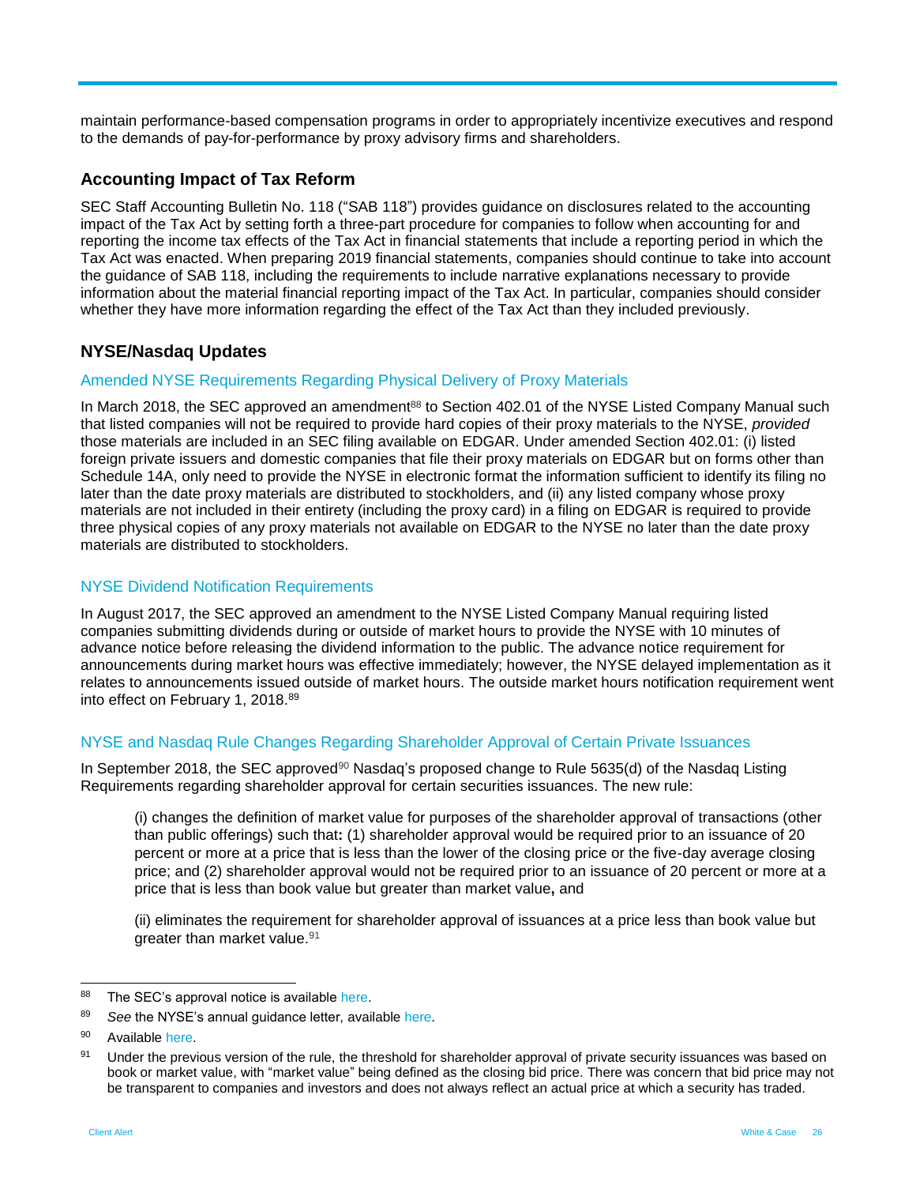maintain performance-based compensation programs in order to appropriately incentivize executives and respond to the demands of pay-for-performance by proxy advisory firms and shareholders.

## Accounting Impact of Tax Reform

SEC Staff Accounting Bulletin No. 118 ("SAB 118") provides guidance on disclosures related to the accounting impact of the Tax Act by setting forth a three-part procedure for companies to follow when accounting for and reporting the income tax effects of the Tax Act in financial statements that include a reporting period in which the Tax Act was enacted. When preparing 2019 financial statements, companies should continue to take into account the guidance of SAB 118, including the requirements to include narrative explanations necessary to provide information about the material financial reporting impact of the Tax Act. In particular, companies should consider whether they have more information regarding the effect of the Tax Act than they included previously.

## NYSE/Nasdaq Updates

### Amended NYSE Requirements Regarding Physical Delivery of Proxy Materials

In March 2018, the SEC approved an amendment[88] to Section 402.01 of the NYSE Listed Company Manual such that listed companies will not be required to provide hard copies of their proxy materials to the NYSE, *provided* those materials are included in an SEC filing available on EDGAR. Under amended Section 402.01: (i) listed foreign private issuers and domestic companies that file their proxy materials on EDGAR but on forms other than Schedule 14A, only need to provide the NYSE in electronic format the information sufficient to identify its filing no later than the date proxy materials are distributed to stockholders, and (ii) any listed company whose proxy materials are not included in their entirety (including the proxy card) in a filing on EDGAR is required to provide three physical copies of any proxy materials not available on EDGAR to the NYSE no later than the date proxy materials are distributed to stockholders.

### NYSE Dividend Notification Requirements

In August 2017, the SEC approved an amendment to the NYSE Listed Company Manual requiring listed companies submitting dividends during or outside of market hours to provide the NYSE with 10 minutes of advance notice before releasing the dividend information to the public. The advance notice requirement for announcements during market hours was effective immediately; however, the NYSE delayed implementation as it relates to announcements issued outside of market hours. The outside market hours notification requirement went into effect on February 1, 2018.[89]

### NYSE and Nasdaq Rule Changes Regarding Shareholder Approval of Certain Private Issuances

In September 2018, the SEC approved[90] Nasdaq's proposed change to Rule 5635(d) of the Nasdaq Listing Requirements regarding shareholder approval for certain securities issuances. The new rule:

> (i) changes the definition of market value for purposes of the shareholder approval of transactions (other than public offerings) such that**:** (1) shareholder approval would be required prior to an issuance of 20 percent or more at a price that is less than the lower of the closing price or the five-day average closing price; and (2) shareholder approval would not be required prior to an issuance of 20 percent or more at a price that is less than book value but greater than market value**,** and
>
> (ii) eliminates the requirement for shareholder approval of issuances at a price less than book value but greater than market value.[91]

---

[88] The SEC's approval notice is available here.

[89] *See* the NYSE's annual guidance letter, available here.

[90] Available here.

[91] Under the previous version of the rule, the threshold for shareholder approval of private security issuances was based on book or market value, with "market value" being defined as the closing bid price. There was concern that bid price may not be transparent to companies and investors and does not always reflect an actual price at which a security has traded.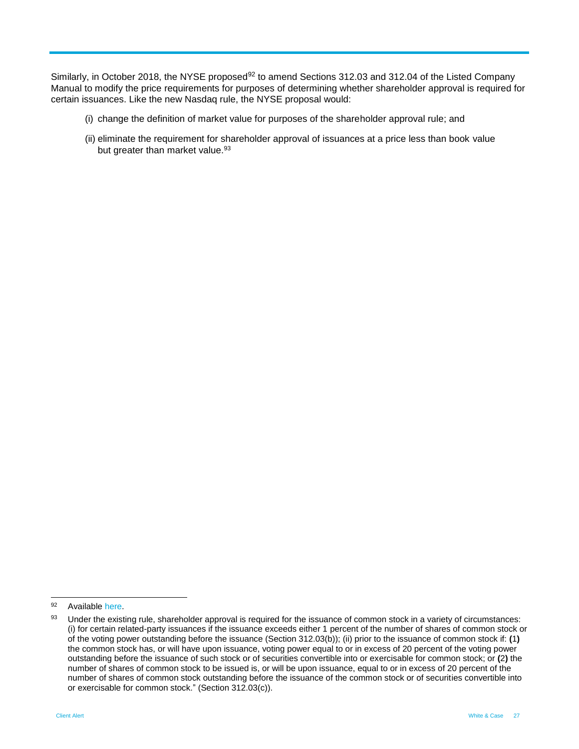Similarly, in October 2018, the NYSE proposed[92] to amend Sections 312.03 and 312.04 of the Listed Company Manual to modify the price requirements for purposes of determining whether shareholder approval is required for certain issuances. Like the new Nasdaq rule, the NYSE proposal would:

(i) change the definition of market value for purposes of the shareholder approval rule; and

(ii) eliminate the requirement for shareholder approval of issuances at a price less than book value but greater than market value.[93]

---

[92] Available here.

[93] Under the existing rule, shareholder approval is required for the issuance of common stock in a variety of circumstances: (i) for certain related-party issuances if the issuance exceeds either 1 percent of the number of shares of common stock or of the voting power outstanding before the issuance (Section 312.03(b)); (ii) prior to the issuance of common stock if: **(**1**)** the common stock has, or will have upon issuance, voting power equal to or in excess of 20 percent of the voting power outstanding before the issuance of such stock or of securities convertible into or exercisable for common stock; or **(**2**)** the number of shares of common stock to be issued is, or will be upon issuance, equal to or in excess of 20 percent of the number of shares of common stock outstanding before the issuance of the common stock or of securities convertible into or exercisable for common stock." (Section 312.03(c)).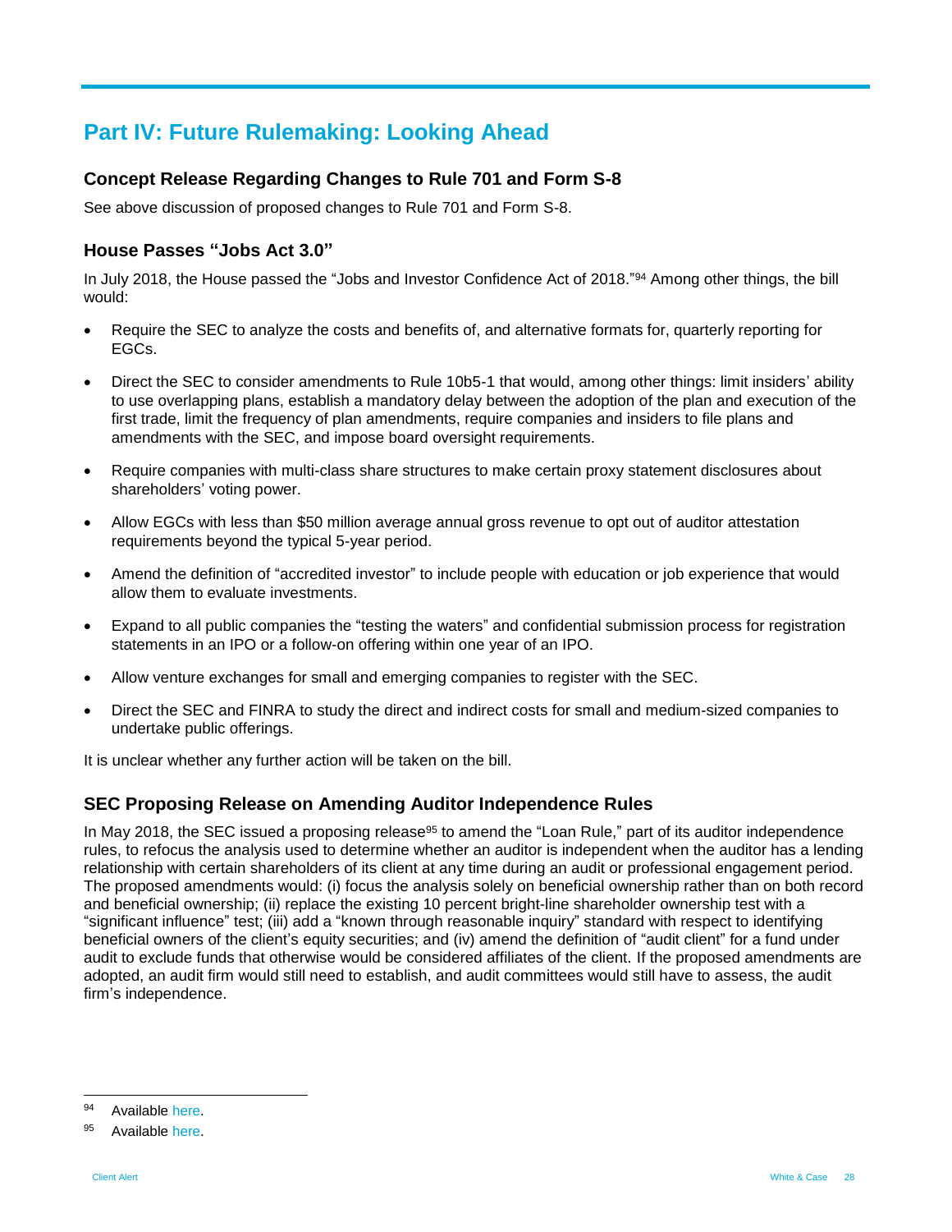# Part IV: Future Rulemaking: Looking Ahead

## Concept Release Regarding Changes to Rule 701 and Form S-8

See above discussion of proposed changes to Rule 701 and Form S-8.

## House Passes "Jobs Act 3.0"

In July 2018, the House passed the "Jobs and Investor Confidence Act of 2018."[94] Among other things, the bill would:

- Require the SEC to analyze the costs and benefits of, and alternative formats for, quarterly reporting for EGCs.
- Direct the SEC to consider amendments to Rule 10b5-1 that would, among other things: limit insiders' ability to use overlapping plans, establish a mandatory delay between the adoption of the plan and execution of the first trade, limit the frequency of plan amendments, require companies and insiders to file plans and amendments with the SEC, and impose board oversight requirements.
- Require companies with multi-class share structures to make certain proxy statement disclosures about shareholders' voting power.
- Allow EGCs with less than $50 million average annual gross revenue to opt out of auditor attestation requirements beyond the typical 5-year period.
- Amend the definition of "accredited investor" to include people with education or job experience that would allow them to evaluate investments.
- Expand to all public companies the "testing the waters" and confidential submission process for registration statements in an IPO or a follow-on offering within one year of an IPO.
- Allow venture exchanges for small and emerging companies to register with the SEC.
- Direct the SEC and FINRA to study the direct and indirect costs for small and medium-sized companies to undertake public offerings.

It is unclear whether any further action will be taken on the bill.

## SEC Proposing Release on Amending Auditor Independence Rules

In May 2018, the SEC issued a proposing release[95] to amend the "Loan Rule," part of its auditor independence rules, to refocus the analysis used to determine whether an auditor is independent when the auditor has a lending relationship with certain shareholders of its client at any time during an audit or professional engagement period. The proposed amendments would: (i) focus the analysis solely on beneficial ownership rather than on both record and beneficial ownership; (ii) replace the existing 10 percent bright-line shareholder ownership test with a "significant influence" test; (iii) add a "known through reasonable inquiry" standard with respect to identifying beneficial owners of the client's equity securities; and (iv) amend the definition of "audit client" for a fund under audit to exclude funds that otherwise would be considered affiliates of the client. If the proposed amendments are adopted, an audit firm would still need to establish, and audit committees would still have to assess, the audit firm's independence.

---

[94] Available here.

[95] Available here.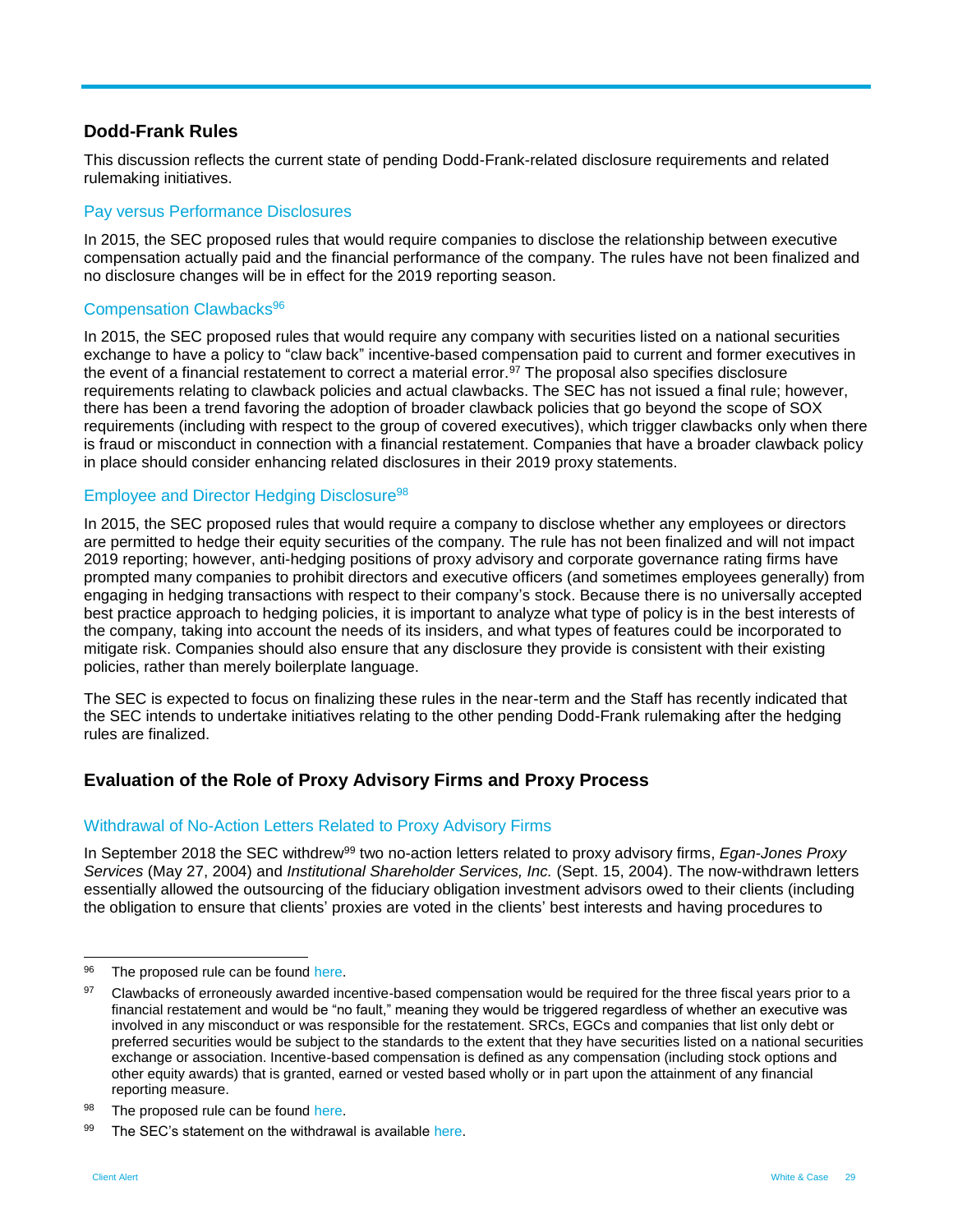## Dodd-Frank Rules

This discussion reflects the current state of pending Dodd-Frank-related disclosure requirements and related rulemaking initiatives.

### Pay versus Performance Disclosures

In 2015, the SEC proposed rules that would require companies to disclose the relationship between executive compensation actually paid and the financial performance of the company. The rules have not been finalized and no disclosure changes will be in effect for the 2019 reporting season.

### Compensation Clawbacks[96]

In 2015, the SEC proposed rules that would require any company with securities listed on a national securities exchange to have a policy to "claw back" incentive-based compensation paid to current and former executives in the event of a financial restatement to correct a material error.[97] The proposal also specifies disclosure requirements relating to clawback policies and actual clawbacks. The SEC has not issued a final rule; however, there has been a trend favoring the adoption of broader clawback policies that go beyond the scope of SOX requirements (including with respect to the group of covered executives), which trigger clawbacks only when there is fraud or misconduct in connection with a financial restatement. Companies that have a broader clawback policy in place should consider enhancing related disclosures in their 2019 proxy statements.

### Employee and Director Hedging Disclosure[98]

In 2015, the SEC proposed rules that would require a company to disclose whether any employees or directors are permitted to hedge their equity securities of the company. The rule has not been finalized and will not impact 2019 reporting; however, anti-hedging positions of proxy advisory and corporate governance rating firms have prompted many companies to prohibit directors and executive officers (and sometimes employees generally) from engaging in hedging transactions with respect to their company's stock. Because there is no universally accepted best practice approach to hedging policies, it is important to analyze what type of policy is in the best interests of the company, taking into account the needs of its insiders, and what types of features could be incorporated to mitigate risk. Companies should also ensure that any disclosure they provide is consistent with their existing policies, rather than merely boilerplate language.

The SEC is expected to focus on finalizing these rules in the near-term and the Staff has recently indicated that the SEC intends to undertake initiatives relating to the other pending Dodd-Frank rulemaking after the hedging rules are finalized.

## Evaluation of the Role of Proxy Advisory Firms and Proxy Process

### Withdrawal of No-Action Letters Related to Proxy Advisory Firms

In September 2018 the SEC withdrew[99] two no-action letters related to proxy advisory firms, *Egan-Jones Proxy Services* (May 27, 2004) and *Institutional Shareholder Services, Inc.* (Sept. 15, 2004). The now-withdrawn letters essentially allowed the outsourcing of the fiduciary obligation investment advisors owed to their clients (including the obligation to ensure that clients' proxies are voted in the clients' best interests and having procedures to

---

[96] The proposed rule can be found here.

[97] Clawbacks of erroneously awarded incentive-based compensation would be required for the three fiscal years prior to a financial restatement and would be "no fault," meaning they would be triggered regardless of whether an executive was involved in any misconduct or was responsible for the restatement. SRCs, EGCs and companies that list only debt or preferred securities would be subject to the standards to the extent that they have securities listed on a national securities exchange or association. Incentive-based compensation is defined as any compensation (including stock options and other equity awards) that is granted, earned or vested based wholly or in part upon the attainment of any financial reporting measure.

[98] The proposed rule can be found here.

[99] The SEC's statement on the withdrawal is available here.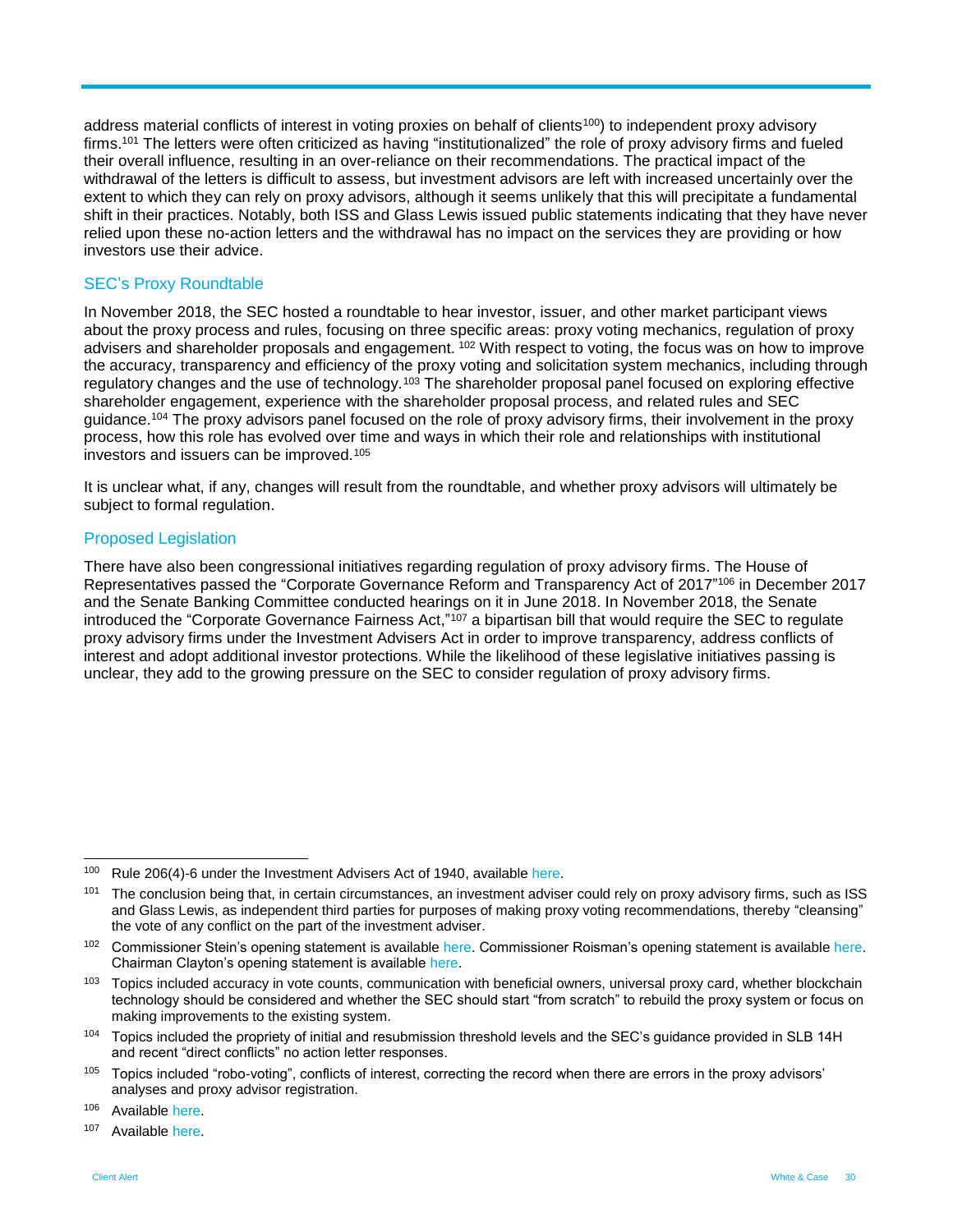address material conflicts of interest in voting proxies on behalf of clients[100]) to independent proxy advisory firms.[101] The letters were often criticized as having "institutionalized" the role of proxy advisory firms and fueled their overall influence, resulting in an over-reliance on their recommendations. The practical impact of the withdrawal of the letters is difficult to assess, but investment advisors are left with increased uncertainly over the extent to which they can rely on proxy advisors, although it seems unlikely that this will precipitate a fundamental shift in their practices. Notably, both ISS and Glass Lewis issued public statements indicating that they have never relied upon these no-action letters and the withdrawal has no impact on the services they are providing or how investors use their advice.

## SEC's Proxy Roundtable

In November 2018, the SEC hosted a roundtable to hear investor, issuer, and other market participant views about the proxy process and rules, focusing on three specific areas: proxy voting mechanics, regulation of proxy advisers and shareholder proposals and engagement. [102] With respect to voting, the focus was on how to improve the accuracy, transparency and efficiency of the proxy voting and solicitation system mechanics, including through regulatory changes and the use of technology.[103] The shareholder proposal panel focused on exploring effective shareholder engagement, experience with the shareholder proposal process, and related rules and SEC guidance.[104] The proxy advisors panel focused on the role of proxy advisory firms, their involvement in the proxy process, how this role has evolved over time and ways in which their role and relationships with institutional investors and issuers can be improved.[105]

It is unclear what, if any, changes will result from the roundtable, and whether proxy advisors will ultimately be subject to formal regulation.

## Proposed Legislation

There have also been congressional initiatives regarding regulation of proxy advisory firms. The House of Representatives passed the "Corporate Governance Reform and Transparency Act of 2017"[106] in December 2017 and the Senate Banking Committee conducted hearings on it in June 2018. In November 2018, the Senate introduced the "Corporate Governance Fairness Act,"[107] a bipartisan bill that would require the SEC to regulate proxy advisory firms under the Investment Advisers Act in order to improve transparency, address conflicts of interest and adopt additional investor protections. While the likelihood of these legislative initiatives passing is unclear, they add to the growing pressure on the SEC to consider regulation of proxy advisory firms.

---

[100] Rule 206(4)-6 under the Investment Advisers Act of 1940, available here.

[101] The conclusion being that, in certain circumstances, an investment adviser could rely on proxy advisory firms, such as ISS and Glass Lewis, as independent third parties for purposes of making proxy voting recommendations, thereby "cleansing" the vote of any conflict on the part of the investment adviser.

[102] Commissioner Stein's opening statement is available here. Commissioner Roisman's opening statement is available here. Chairman Clayton's opening statement is available here.

[103] Topics included accuracy in vote counts, communication with beneficial owners, universal proxy card, whether blockchain technology should be considered and whether the SEC should start "from scratch" to rebuild the proxy system or focus on making improvements to the existing system.

[104] Topics included the propriety of initial and resubmission threshold levels and the SEC's guidance provided in SLB 14H and recent "direct conflicts" no action letter responses.

[105] Topics included "robo-voting", conflicts of interest, correcting the record when there are errors in the proxy advisors' analyses and proxy advisor registration.

[106] Available here.

[107] Available here.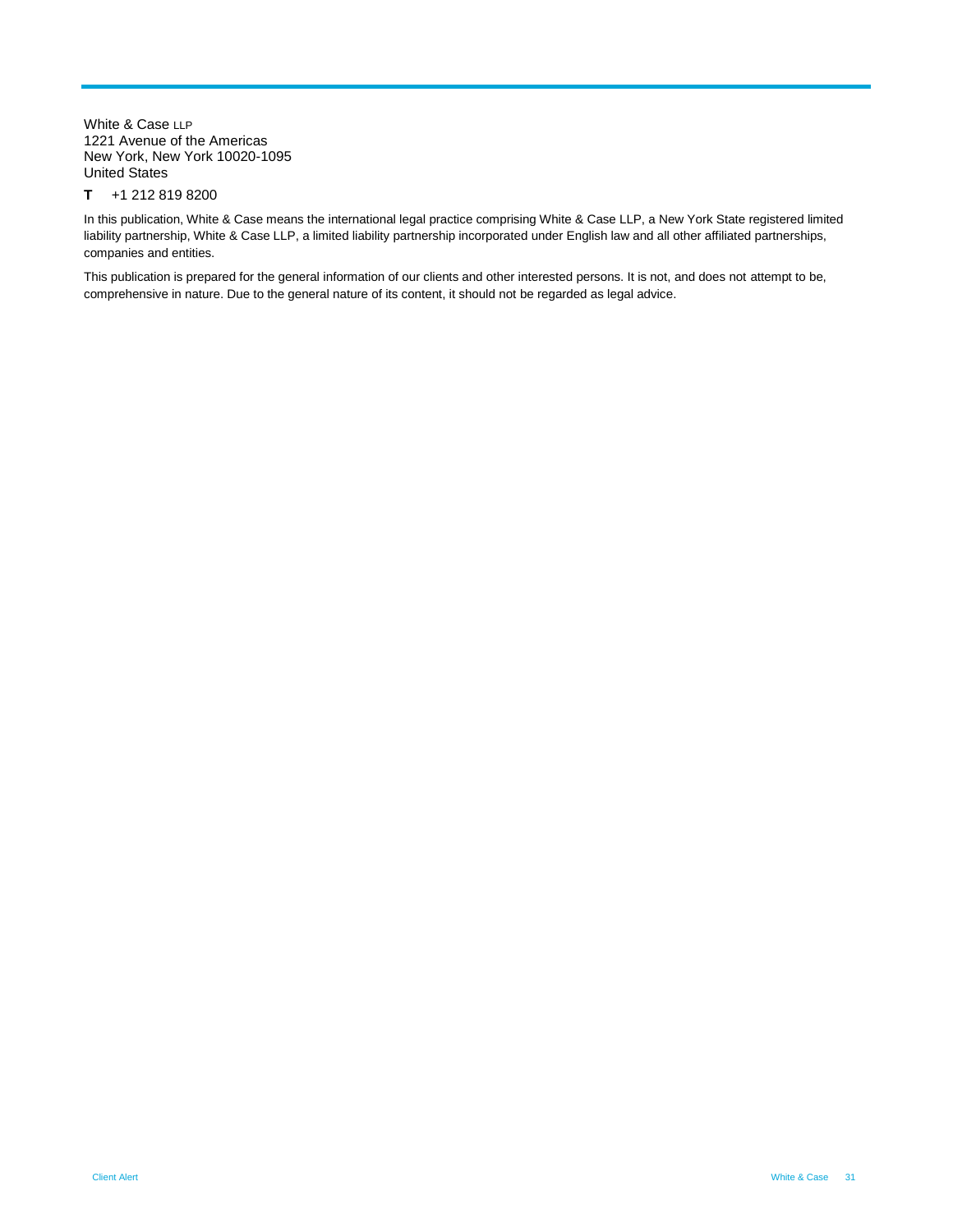White & Case LLP
1221 Avenue of the Americas
New York, New York 10020-1095
United States

**T** +1 212 819 8200

In this publication, White & Case means the international legal practice comprising White & Case LLP, a New York State registered limited liability partnership, White & Case LLP, a limited liability partnership incorporated under English law and all other affiliated partnerships, companies and entities.

This publication is prepared for the general information of our clients and other interested persons. It is not, and does not attempt to be, comprehensive in nature. Due to the general nature of its content, it should not be regarded as legal advice.